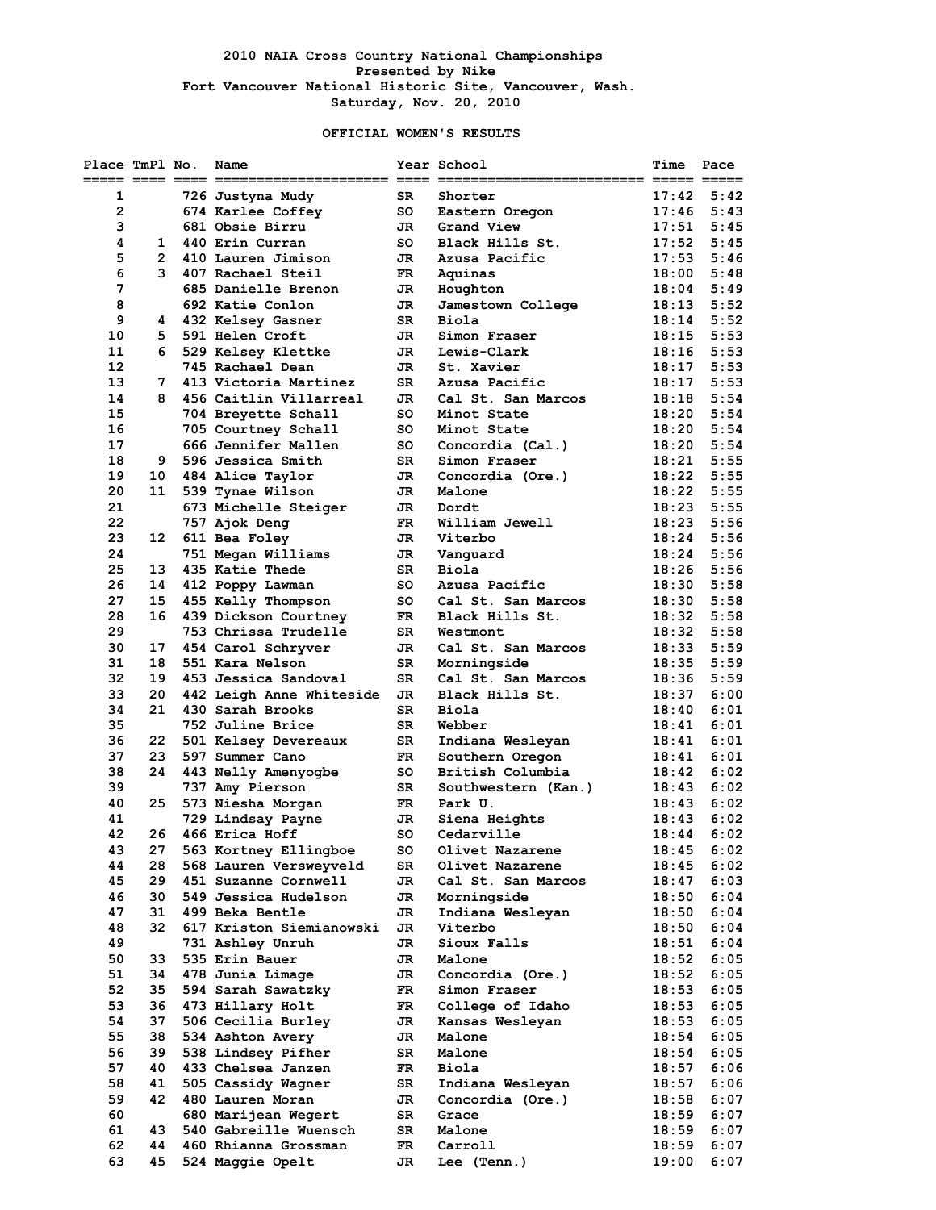# 2010 NAIA Cross Country National Championships

**Presented by Nike**

**Fort Vancouver National Historic Site, Vancouver, Wash.**

**Saturday, Nov. 20, 2010**

## OFFICIAL WOMEN'S RESULTS

| Place | TmPl | No. | Name | Year | School | Time | Pace |
|---|---|---|---|---|---|---|---|
| 1 | | 726 | Justyna Mudy | SR | Shorter | 17:42 | 5:42 |
| 2 | | 674 | Karlee Coffey | SO | Eastern Oregon | 17:46 | 5:43 |
| 3 | | 681 | Obsie Birru | JR | Grand View | 17:51 | 5:45 |
| 4 | 1 | 440 | Erin Curran | SO | Black Hills St. | 17:52 | 5:45 |
| 5 | 2 | 410 | Lauren Jimison | JR | Azusa Pacific | 17:53 | 5:46 |
| 6 | 3 | 407 | Rachael Steil | FR | Aquinas | 18:00 | 5:48 |
| 7 | | 685 | Danielle Brenon | JR | Houghton | 18:04 | 5:49 |
| 8 | | 692 | Katie Conlon | JR | Jamestown College | 18:13 | 5:52 |
| 9 | 4 | 432 | Kelsey Gasner | SR | Biola | 18:14 | 5:52 |
| 10 | 5 | 591 | Helen Croft | JR | Simon Fraser | 18:15 | 5:53 |
| 11 | 6 | 529 | Kelsey Klettke | JR | Lewis-Clark | 18:16 | 5:53 |
| 12 | | 745 | Rachael Dean | JR | St. Xavier | 18:17 | 5:53 |
| 13 | 7 | 413 | Victoria Martinez | SR | Azusa Pacific | 18:17 | 5:53 |
| 14 | 8 | 456 | Caitlin Villarreal | JR | Cal St. San Marcos | 18:18 | 5:54 |
| 15 | | 704 | Breyette Schall | SO | Minot State | 18:20 | 5:54 |
| 16 | | 705 | Courtney Schall | SO | Minot State | 18:20 | 5:54 |
| 17 | | 666 | Jennifer Mallen | SO | Concordia (Cal.) | 18:20 | 5:54 |
| 18 | 9 | 596 | Jessica Smith | SR | Simon Fraser | 18:21 | 5:55 |
| 19 | 10 | 484 | Alice Taylor | JR | Concordia (Ore.) | 18:22 | 5:55 |
| 20 | 11 | 539 | Tynae Wilson | JR | Malone | 18:22 | 5:55 |
| 21 | | 673 | Michelle Steiger | JR | Dordt | 18:23 | 5:55 |
| 22 | | 757 | Ajok Deng | FR | William Jewell | 18:23 | 5:56 |
| 23 | 12 | 611 | Bea Foley | JR | Viterbo | 18:24 | 5:56 |
| 24 | | 751 | Megan Williams | JR | Vanguard | 18:24 | 5:56 |
| 25 | 13 | 435 | Katie Thede | SR | Biola | 18:26 | 5:56 |
| 26 | 14 | 412 | Poppy Lawman | SO | Azusa Pacific | 18:30 | 5:58 |
| 27 | 15 | 455 | Kelly Thompson | SO | Cal St. San Marcos | 18:30 | 5:58 |
| 28 | 16 | 439 | Dickson Courtney | FR | Black Hills St. | 18:32 | 5:58 |
| 29 | | 753 | Chrissa Trudelle | SR | Westmont | 18:32 | 5:58 |
| 30 | 17 | 454 | Carol Schryver | JR | Cal St. San Marcos | 18:33 | 5:59 |
| 31 | 18 | 551 | Kara Nelson | SR | Morningside | 18:35 | 5:59 |
| 32 | 19 | 453 | Jessica Sandoval | SR | Cal St. San Marcos | 18:36 | 5:59 |
| 33 | 20 | 442 | Leigh Anne Whiteside | JR | Black Hills St. | 18:37 | 6:00 |
| 34 | 21 | 430 | Sarah Brooks | SR | Biola | 18:40 | 6:01 |
| 35 | | 752 | Juline Brice | SR | Webber | 18:41 | 6:01 |
| 36 | 22 | 501 | Kelsey Devereaux | SR | Indiana Wesleyan | 18:41 | 6:01 |
| 37 | 23 | 597 | Summer Cano | FR | Southern Oregon | 18:41 | 6:01 |
| 38 | 24 | 443 | Nelly Amenyogbe | SO | British Columbia | 18:42 | 6:02 |
| 39 | | 737 | Amy Pierson | SR | Southwestern (Kan.) | 18:43 | 6:02 |
| 40 | 25 | 573 | Niesha Morgan | FR | Park U. | 18:43 | 6:02 |
| 41 | | 729 | Lindsay Payne | JR | Siena Heights | 18:43 | 6:02 |
| 42 | 26 | 466 | Erica Hoff | SO | Cedarville | 18:44 | 6:02 |
| 43 | 27 | 563 | Kortney Ellingboe | SO | Olivet Nazarene | 18:45 | 6:02 |
| 44 | 28 | 568 | Lauren Versweyveld | SR | Olivet Nazarene | 18:45 | 6:02 |
| 45 | 29 | 451 | Suzanne Cornwell | JR | Cal St. San Marcos | 18:47 | 6:03 |
| 46 | 30 | 549 | Jessica Hudelson | JR | Morningside | 18:50 | 6:04 |
| 47 | 31 | 499 | Beka Bentle | JR | Indiana Wesleyan | 18:50 | 6:04 |
| 48 | 32 | 617 | Kriston Siemianowski | JR | Viterbo | 18:50 | 6:04 |
| 49 | | 731 | Ashley Unruh | JR | Sioux Falls | 18:51 | 6:04 |
| 50 | 33 | 535 | Erin Bauer | JR | Malone | 18:52 | 6:05 |
| 51 | 34 | 478 | Junia Limage | JR | Concordia (Ore.) | 18:52 | 6:05 |
| 52 | 35 | 594 | Sarah Sawatzky | FR | Simon Fraser | 18:53 | 6:05 |
| 53 | 36 | 473 | Hillary Holt | FR | College of Idaho | 18:53 | 6:05 |
| 54 | 37 | 506 | Cecilia Burley | JR | Kansas Wesleyan | 18:53 | 6:05 |
| 55 | 38 | 534 | Ashton Avery | JR | Malone | 18:54 | 6:05 |
| 56 | 39 | 538 | Lindsey Pifher | SR | Malone | 18:54 | 6:05 |
| 57 | 40 | 433 | Chelsea Janzen | FR | Biola | 18:57 | 6:06 |
| 58 | 41 | 505 | Cassidy Wagner | SR | Indiana Wesleyan | 18:57 | 6:06 |
| 59 | 42 | 480 | Lauren Moran | JR | Concordia (Ore.) | 18:58 | 6:07 |
| 60 | | 680 | Marijean Wegert | SR | Grace | 18:59 | 6:07 |
| 61 | 43 | 540 | Gabreille Wuensch | SR | Malone | 18:59 | 6:07 |
| 62 | 44 | 460 | Rhianna Grossman | FR | Carroll | 18:59 | 6:07 |
| 63 | 45 | 524 | Maggie Opelt | JR | Lee (Tenn.) | 19:00 | 6:07 |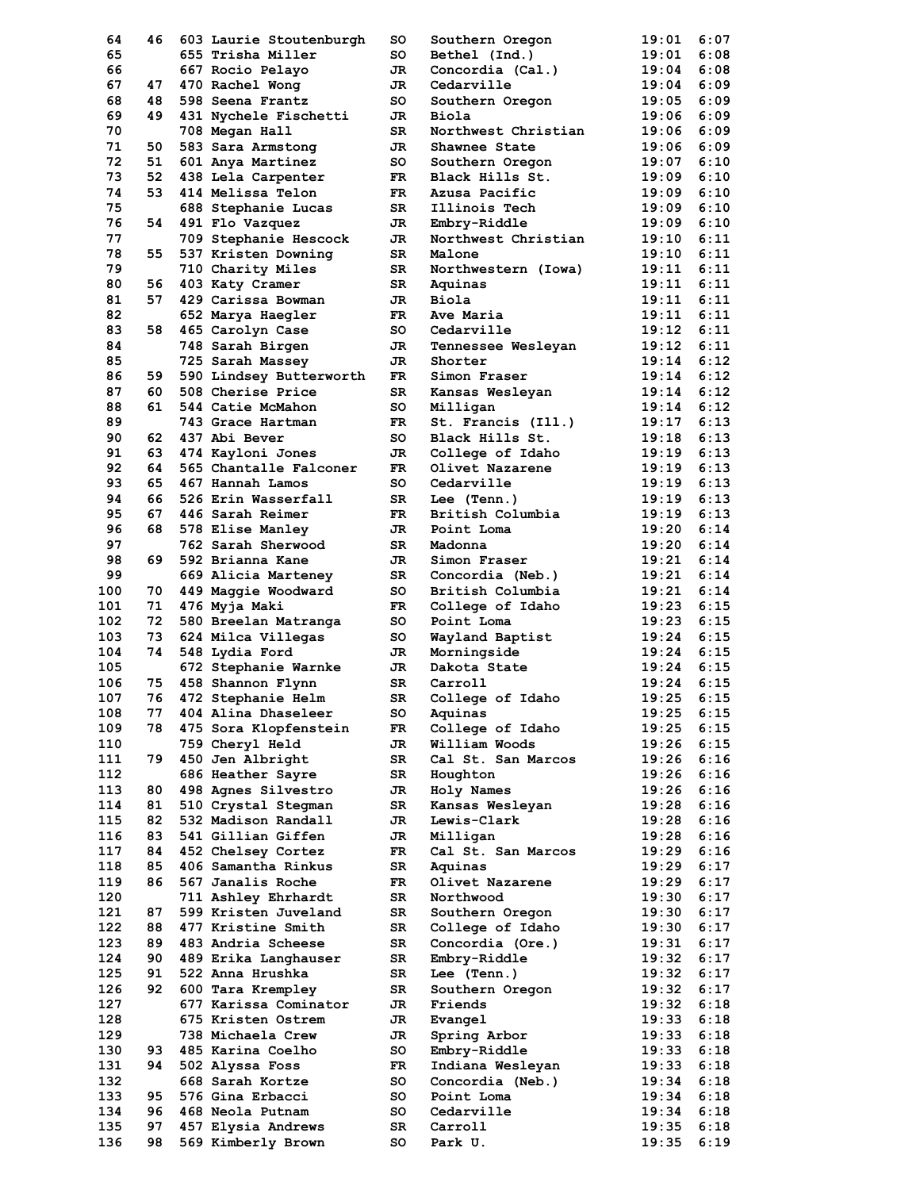| | | | | | | | |
|---|---|---|---|---|---|---|---|
| 64 | 46 | 603 | Laurie Stoutenburgh | SO | Southern Oregon | 19:01 | 6:07 |
| 65 | | 655 | Trisha Miller | SO | Bethel (Ind.) | 19:01 | 6:08 |
| 66 | | 667 | Rocio Pelayo | JR | Concordia (Cal.) | 19:04 | 6:08 |
| 67 | 47 | 470 | Rachel Wong | JR | Cedarville | 19:04 | 6:09 |
| 68 | 48 | 598 | Seena Frantz | SO | Southern Oregon | 19:05 | 6:09 |
| 69 | 49 | 431 | Nychele Fischetti | JR | Biola | 19:06 | 6:09 |
| 70 | | 708 | Megan Hall | SR | Northwest Christian | 19:06 | 6:09 |
| 71 | 50 | 583 | Sara Armstong | JR | Shawnee State | 19:06 | 6:09 |
| 72 | 51 | 601 | Anya Martinez | SO | Southern Oregon | 19:07 | 6:10 |
| 73 | 52 | 438 | Lela Carpenter | FR | Black Hills St. | 19:09 | 6:10 |
| 74 | 53 | 414 | Melissa Telon | FR | Azusa Pacific | 19:09 | 6:10 |
| 75 | | 688 | Stephanie Lucas | SR | Illinois Tech | 19:09 | 6:10 |
| 76 | 54 | 491 | Flo Vazquez | JR | Embry-Riddle | 19:09 | 6:10 |
| 77 | | 709 | Stephanie Hescock | JR | Northwest Christian | 19:10 | 6:11 |
| 78 | 55 | 537 | Kristen Downing | SR | Malone | 19:10 | 6:11 |
| 79 | | 710 | Charity Miles | SR | Northwestern (Iowa) | 19:11 | 6:11 |
| 80 | 56 | 403 | Katy Cramer | SR | Aquinas | 19:11 | 6:11 |
| 81 | 57 | 429 | Carissa Bowman | JR | Biola | 19:11 | 6:11 |
| 82 | | 652 | Marya Haegler | FR | Ave Maria | 19:11 | 6:11 |
| 83 | 58 | 465 | Carolyn Case | SO | Cedarville | 19:12 | 6:11 |
| 84 | | 748 | Sarah Birgen | JR | Tennessee Wesleyan | 19:12 | 6:11 |
| 85 | | 725 | Sarah Massey | JR | Shorter | 19:14 | 6:12 |
| 86 | 59 | 590 | Lindsey Butterworth | FR | Simon Fraser | 19:14 | 6:12 |
| 87 | 60 | 508 | Cherise Price | SR | Kansas Wesleyan | 19:14 | 6:12 |
| 88 | 61 | 544 | Catie McMahon | SO | Milligan | 19:14 | 6:12 |
| 89 | | 743 | Grace Hartman | FR | St. Francis (Ill.) | 19:17 | 6:13 |
| 90 | 62 | 437 | Abi Bever | SO | Black Hills St. | 19:18 | 6:13 |
| 91 | 63 | 474 | Kayloni Jones | JR | College of Idaho | 19:19 | 6:13 |
| 92 | 64 | 565 | Chantalle Falconer | FR | Olivet Nazarene | 19:19 | 6:13 |
| 93 | 65 | 467 | Hannah Lamos | SO | Cedarville | 19:19 | 6:13 |
| 94 | 66 | 526 | Erin Wasserfall | SR | Lee (Tenn.) | 19:19 | 6:13 |
| 95 | 67 | 446 | Sarah Reimer | FR | British Columbia | 19:19 | 6:13 |
| 96 | 68 | 578 | Elise Manley | JR | Point Loma | 19:20 | 6:14 |
| 97 | | 762 | Sarah Sherwood | SR | Madonna | 19:20 | 6:14 |
| 98 | 69 | 592 | Brianna Kane | JR | Simon Fraser | 19:21 | 6:14 |
| 99 | | 669 | Alicia Marteney | SR | Concordia (Neb.) | 19:21 | 6:14 |
| 100 | 70 | 449 | Maggie Woodward | SO | British Columbia | 19:21 | 6:14 |
| 101 | 71 | 476 | Myja Maki | FR | College of Idaho | 19:23 | 6:15 |
| 102 | 72 | 580 | Breelan Matranga | SO | Point Loma | 19:23 | 6:15 |
| 103 | 73 | 624 | Milca Villegas | SO | Wayland Baptist | 19:24 | 6:15 |
| 104 | 74 | 548 | Lydia Ford | JR | Morningside | 19:24 | 6:15 |
| 105 | | 672 | Stephanie Warnke | JR | Dakota State | 19:24 | 6:15 |
| 106 | 75 | 458 | Shannon Flynn | SR | Carroll | 19:24 | 6:15 |
| 107 | 76 | 472 | Stephanie Helm | SR | College of Idaho | 19:25 | 6:15 |
| 108 | 77 | 404 | Alina Dhaseleer | SO | Aquinas | 19:25 | 6:15 |
| 109 | 78 | 475 | Sora Klopfenstein | FR | College of Idaho | 19:25 | 6:15 |
| 110 | | 759 | Cheryl Held | JR | William Woods | 19:26 | 6:15 |
| 111 | 79 | 450 | Jen Albright | SR | Cal St. San Marcos | 19:26 | 6:16 |
| 112 | | 686 | Heather Sayre | SR | Houghton | 19:26 | 6:16 |
| 113 | 80 | 498 | Agnes Silvestro | JR | Holy Names | 19:26 | 6:16 |
| 114 | 81 | 510 | Crystal Stegman | SR | Kansas Wesleyan | 19:28 | 6:16 |
| 115 | 82 | 532 | Madison Randall | JR | Lewis-Clark | 19:28 | 6:16 |
| 116 | 83 | 541 | Gillian Giffen | JR | Milligan | 19:28 | 6:16 |
| 117 | 84 | 452 | Chelsey Cortez | FR | Cal St. San Marcos | 19:29 | 6:16 |
| 118 | 85 | 406 | Samantha Rinkus | SR | Aquinas | 19:29 | 6:17 |
| 119 | 86 | 567 | Janalis Roche | FR | Olivet Nazarene | 19:29 | 6:17 |
| 120 | | 711 | Ashley Ehrhardt | SR | Northwood | 19:30 | 6:17 |
| 121 | 87 | 599 | Kristen Juveland | SR | Southern Oregon | 19:30 | 6:17 |
| 122 | 88 | 477 | Kristine Smith | SR | College of Idaho | 19:30 | 6:17 |
| 123 | 89 | 483 | Andria Scheese | SR | Concordia (Ore.) | 19:31 | 6:17 |
| 124 | 90 | 489 | Erika Langhauser | SR | Embry-Riddle | 19:32 | 6:17 |
| 125 | 91 | 522 | Anna Hrushka | SR | Lee (Tenn.) | 19:32 | 6:17 |
| 126 | 92 | 600 | Tara Krempley | SR | Southern Oregon | 19:32 | 6:17 |
| 127 | | 677 | Karissa Cominator | JR | Friends | 19:32 | 6:18 |
| 128 | | 675 | Kristen Ostrem | JR | Evangel | 19:33 | 6:18 |
| 129 | | 738 | Michaela Crew | JR | Spring Arbor | 19:33 | 6:18 |
| 130 | 93 | 485 | Karina Coelho | SO | Embry-Riddle | 19:33 | 6:18 |
| 131 | 94 | 502 | Alyssa Foss | FR | Indiana Wesleyan | 19:33 | 6:18 |
| 132 | | 668 | Sarah Kortze | SO | Concordia (Neb.) | 19:34 | 6:18 |
| 133 | 95 | 576 | Gina Erbacci | SO | Point Loma | 19:34 | 6:18 |
| 134 | 96 | 468 | Neola Putnam | SO | Cedarville | 19:34 | 6:18 |
| 135 | 97 | 457 | Elysia Andrews | SR | Carroll | 19:35 | 6:18 |
| 136 | 98 | 569 | Kimberly Brown | SO | Park U. | 19:35 | 6:19 |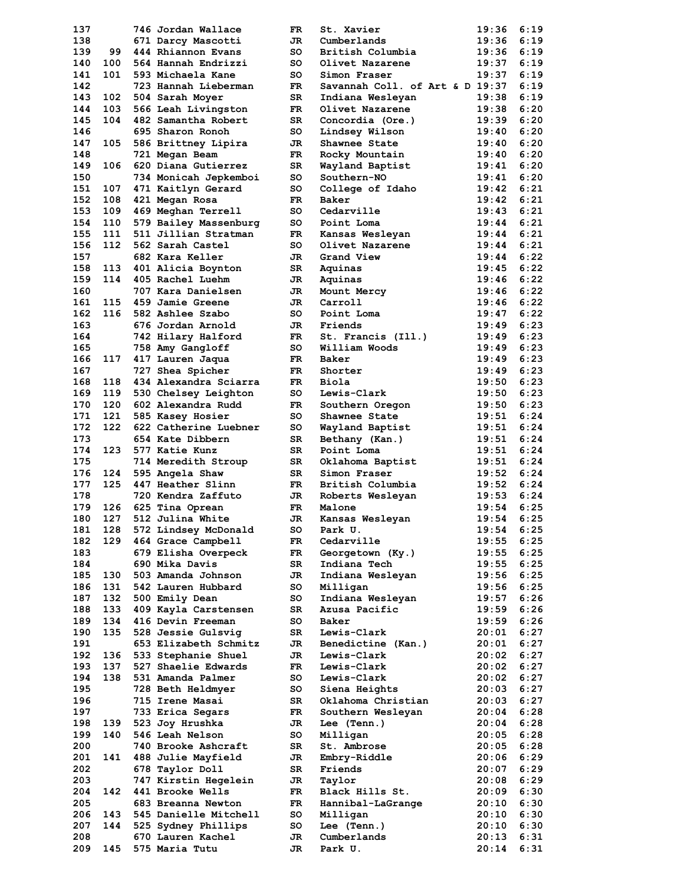| Place | Team Place | No. | Name | Yr | School | Time | Pace |
|---|---|---|---|---|---|---|---|
| 137 | | 746 | Jordan Wallace | FR | St. Xavier | 19:36 | 6:19 |
| 138 | | 671 | Darcy Mascotti | JR | Cumberlands | 19:36 | 6:19 |
| 139 | 99 | 444 | Rhiannon Evans | SO | British Columbia | 19:36 | 6:19 |
| 140 | 100 | 564 | Hannah Endrizzi | SO | Olivet Nazarene | 19:37 | 6:19 |
| 141 | 101 | 593 | Michaela Kane | SO | Simon Fraser | 19:37 | 6:19 |
| 142 | | 723 | Hannah Lieberman | FR | Savannah Coll. of Art & D | 19:37 | 6:19 |
| 143 | 102 | 504 | Sarah Moyer | SR | Indiana Wesleyan | 19:38 | 6:19 |
| 144 | 103 | 566 | Leah Livingston | FR | Olivet Nazarene | 19:38 | 6:20 |
| 145 | 104 | 482 | Samantha Robert | SR | Concordia (Ore.) | 19:39 | 6:20 |
| 146 | | 695 | Sharon Ronoh | SO | Lindsey Wilson | 19:40 | 6:20 |
| 147 | 105 | 586 | Brittney Lipira | JR | Shawnee State | 19:40 | 6:20 |
| 148 | | 721 | Megan Beam | FR | Rocky Mountain | 19:40 | 6:20 |
| 149 | 106 | 620 | Diana Gutierrez | SR | Wayland Baptist | 19:41 | 6:20 |
| 150 | | 734 | Monicah Jepkemboi | SO | Southern-NO | 19:41 | 6:20 |
| 151 | 107 | 471 | Kaitlyn Gerard | SO | College of Idaho | 19:42 | 6:21 |
| 152 | 108 | 421 | Megan Rosa | FR | Baker | 19:42 | 6:21 |
| 153 | 109 | 469 | Meghan Terrell | SO | Cedarville | 19:43 | 6:21 |
| 154 | 110 | 579 | Bailey Massenburg | SO | Point Loma | 19:44 | 6:21 |
| 155 | 111 | 511 | Jillian Stratman | FR | Kansas Wesleyan | 19:44 | 6:21 |
| 156 | 112 | 562 | Sarah Castel | SO | Olivet Nazarene | 19:44 | 6:21 |
| 157 | | 682 | Kara Keller | JR | Grand View | 19:44 | 6:22 |
| 158 | 113 | 401 | Alicia Boynton | SR | Aquinas | 19:45 | 6:22 |
| 159 | 114 | 405 | Rachel Luehm | JR | Aquinas | 19:46 | 6:22 |
| 160 | | 707 | Kara Danielsen | JR | Mount Mercy | 19:46 | 6:22 |
| 161 | 115 | 459 | Jamie Greene | JR | Carroll | 19:46 | 6:22 |
| 162 | 116 | 582 | Ashlee Szabo | SO | Point Loma | 19:47 | 6:22 |
| 163 | | 676 | Jordan Arnold | JR | Friends | 19:49 | 6:23 |
| 164 | | 742 | Hilary Halford | FR | St. Francis (Ill.) | 19:49 | 6:23 |
| 165 | | 758 | Amy Gangloff | SO | William Woods | 19:49 | 6:23 |
| 166 | 117 | 417 | Lauren Jaqua | FR | Baker | 19:49 | 6:23 |
| 167 | | 727 | Shea Spicher | FR | Shorter | 19:49 | 6:23 |
| 168 | 118 | 434 | Alexandra Sciarra | FR | Biola | 19:50 | 6:23 |
| 169 | 119 | 530 | Chelsey Leighton | SO | Lewis-Clark | 19:50 | 6:23 |
| 170 | 120 | 602 | Alexandra Rudd | FR | Southern Oregon | 19:50 | 6:23 |
| 171 | 121 | 585 | Kasey Hosier | SO | Shawnee State | 19:51 | 6:24 |
| 172 | 122 | 622 | Catherine Luebner | SO | Wayland Baptist | 19:51 | 6:24 |
| 173 | | 654 | Kate Dibbern | SR | Bethany (Kan.) | 19:51 | 6:24 |
| 174 | 123 | 577 | Katie Kunz | SR | Point Loma | 19:51 | 6:24 |
| 175 | | 714 | Meredith Stroup | SR | Oklahoma Baptist | 19:51 | 6:24 |
| 176 | 124 | 595 | Angela Shaw | SR | Simon Fraser | 19:52 | 6:24 |
| 177 | 125 | 447 | Heather Slinn | FR | British Columbia | 19:52 | 6:24 |
| 178 | | 720 | Kendra Zaffuto | JR | Roberts Wesleyan | 19:53 | 6:24 |
| 179 | 126 | 625 | Tina Oprean | FR | Malone | 19:54 | 6:25 |
| 180 | 127 | 512 | Julina White | JR | Kansas Wesleyan | 19:54 | 6:25 |
| 181 | 128 | 572 | Lindsey McDonald | SO | Park U. | 19:54 | 6:25 |
| 182 | 129 | 464 | Grace Campbell | FR | Cedarville | 19:55 | 6:25 |
| 183 | | 679 | Elisha Overpeck | FR | Georgetown (Ky.) | 19:55 | 6:25 |
| 184 | | 690 | Mika Davis | SR | Indiana Tech | 19:55 | 6:25 |
| 185 | 130 | 503 | Amanda Johnson | JR | Indiana Wesleyan | 19:56 | 6:25 |
| 186 | 131 | 542 | Lauren Hubbard | SO | Milligan | 19:56 | 6:25 |
| 187 | 132 | 500 | Emily Dean | SO | Indiana Wesleyan | 19:57 | 6:26 |
| 188 | 133 | 409 | Kayla Carstensen | SR | Azusa Pacific | 19:59 | 6:26 |
| 189 | 134 | 416 | Devin Freeman | SO | Baker | 19:59 | 6:26 |
| 190 | 135 | 528 | Jessie Gulsvig | SR | Lewis-Clark | 20:01 | 6:27 |
| 191 | | 653 | Elizabeth Schmitz | JR | Benedictine (Kan.) | 20:01 | 6:27 |
| 192 | 136 | 533 | Stephanie Shuel | JR | Lewis-Clark | 20:02 | 6:27 |
| 193 | 137 | 527 | Shaelie Edwards | FR | Lewis-Clark | 20:02 | 6:27 |
| 194 | 138 | 531 | Amanda Palmer | SO | Lewis-Clark | 20:02 | 6:27 |
| 195 | | 728 | Beth Heldmyer | SO | Siena Heights | 20:03 | 6:27 |
| 196 | | 715 | Irene Masai | SR | Oklahoma Christian | 20:03 | 6:27 |
| 197 | | 733 | Erica Segars | FR | Southern Wesleyan | 20:04 | 6:28 |
| 198 | 139 | 523 | Joy Hrushka | JR | Lee (Tenn.) | 20:04 | 6:28 |
| 199 | 140 | 546 | Leah Nelson | SO | Milligan | 20:05 | 6:28 |
| 200 | | 740 | Brooke Ashcraft | SR | St. Ambrose | 20:05 | 6:28 |
| 201 | 141 | 488 | Julie Mayfield | JR | Embry-Riddle | 20:06 | 6:29 |
| 202 | | 678 | Taylor Doll | SR | Friends | 20:07 | 6:29 |
| 203 | | 747 | Kirstin Hegelein | JR | Taylor | 20:08 | 6:29 |
| 204 | 142 | 441 | Brooke Wells | FR | Black Hills St. | 20:09 | 6:30 |
| 205 | | 683 | Breanna Newton | FR | Hannibal-LaGrange | 20:10 | 6:30 |
| 206 | 143 | 545 | Danielle Mitchell | SO | Milligan | 20:10 | 6:30 |
| 207 | 144 | 525 | Sydney Phillips | SO | Lee (Tenn.) | 20:10 | 6:30 |
| 208 | | 670 | Lauren Kachel | JR | Cumberlands | 20:13 | 6:31 |
| 209 | 145 | 575 | Maria Tutu | JR | Park U. | 20:14 | 6:31 |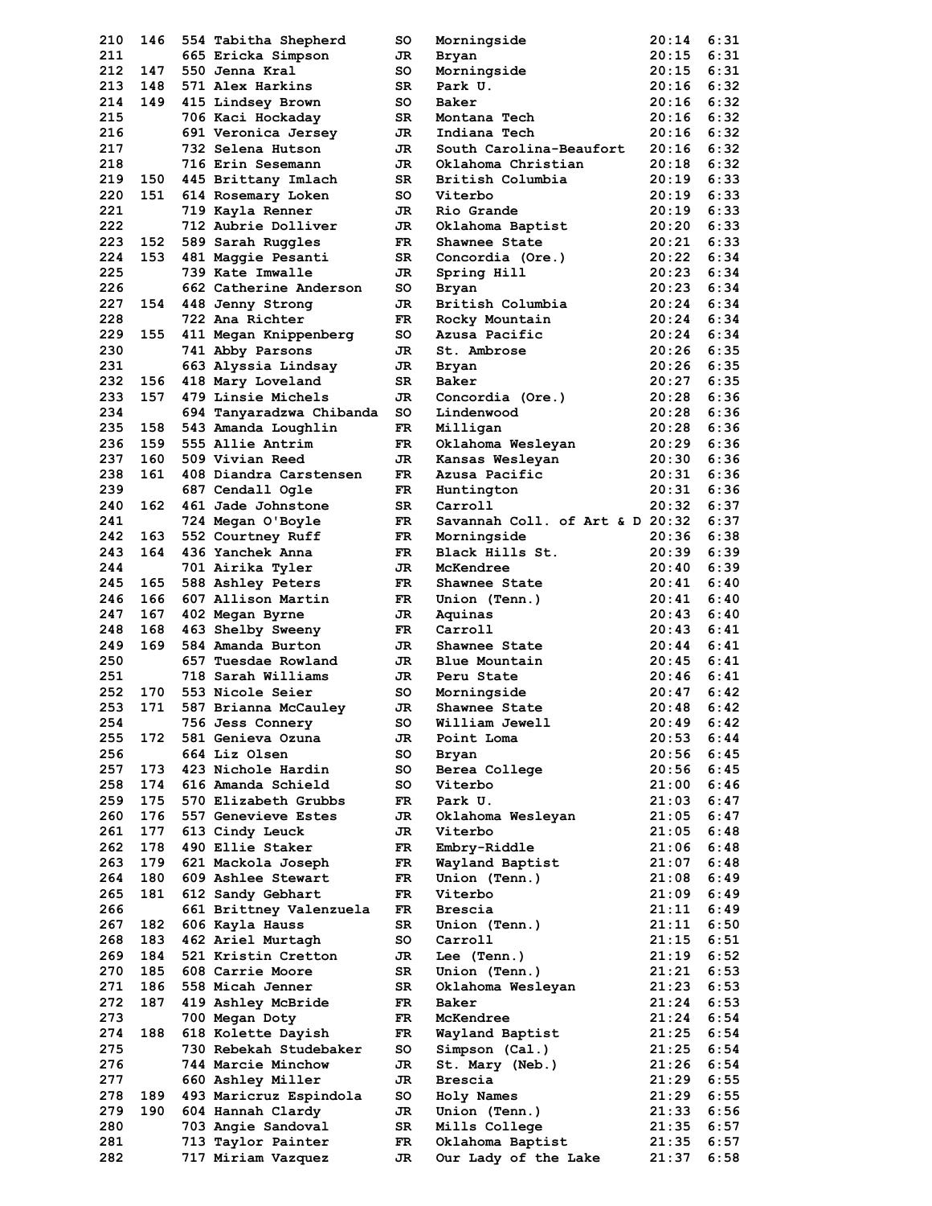| | | | | | | | |
|---|---|---|---|---|---|---|---|
| 210 | 146 | 554 | Tabitha Shepherd | SO | Morningside | 20:14 | 6:31 |
| 211 | | 665 | Ericka Simpson | JR | Bryan | 20:15 | 6:31 |
| 212 | 147 | 550 | Jenna Kral | SO | Morningside | 20:15 | 6:31 |
| 213 | 148 | 571 | Alex Harkins | SR | Park U. | 20:16 | 6:32 |
| 214 | 149 | 415 | Lindsey Brown | SO | Baker | 20:16 | 6:32 |
| 215 | | 706 | Kaci Hockaday | SR | Montana Tech | 20:16 | 6:32 |
| 216 | | 691 | Veronica Jersey | JR | Indiana Tech | 20:16 | 6:32 |
| 217 | | 732 | Selena Hutson | JR | South Carolina-Beaufort | 20:16 | 6:32 |
| 218 | | 716 | Erin Sesemann | JR | Oklahoma Christian | 20:18 | 6:32 |
| 219 | 150 | 445 | Brittany Imlach | SR | British Columbia | 20:19 | 6:33 |
| 220 | 151 | 614 | Rosemary Loken | SO | Viterbo | 20:19 | 6:33 |
| 221 | | 719 | Kayla Renner | JR | Rio Grande | 20:19 | 6:33 |
| 222 | | 712 | Aubrie Dolliver | JR | Oklahoma Baptist | 20:20 | 6:33 |
| 223 | 152 | 589 | Sarah Ruggles | FR | Shawnee State | 20:21 | 6:33 |
| 224 | 153 | 481 | Maggie Pesanti | SR | Concordia (Ore.) | 20:22 | 6:34 |
| 225 | | 739 | Kate Imwalle | JR | Spring Hill | 20:23 | 6:34 |
| 226 | | 662 | Catherine Anderson | SO | Bryan | 20:23 | 6:34 |
| 227 | 154 | 448 | Jenny Strong | JR | British Columbia | 20:24 | 6:34 |
| 228 | | 722 | Ana Richter | FR | Rocky Mountain | 20:24 | 6:34 |
| 229 | 155 | 411 | Megan Knippenberg | SO | Azusa Pacific | 20:24 | 6:34 |
| 230 | | 741 | Abby Parsons | JR | St. Ambrose | 20:26 | 6:35 |
| 231 | | 663 | Alyssia Lindsay | JR | Bryan | 20:26 | 6:35 |
| 232 | 156 | 418 | Mary Loveland | SR | Baker | 20:27 | 6:35 |
| 233 | 157 | 479 | Linsie Michels | JR | Concordia (Ore.) | 20:28 | 6:36 |
| 234 | | 694 | Tanyaradzwa Chibanda | SO | Lindenwood | 20:28 | 6:36 |
| 235 | 158 | 543 | Amanda Loughlin | FR | Milligan | 20:28 | 6:36 |
| 236 | 159 | 555 | Allie Antrim | FR | Oklahoma Wesleyan | 20:29 | 6:36 |
| 237 | 160 | 509 | Vivian Reed | JR | Kansas Wesleyan | 20:30 | 6:36 |
| 238 | 161 | 408 | Diandra Carstensen | FR | Azusa Pacific | 20:31 | 6:36 |
| 239 | | 687 | Cendall Ogle | FR | Huntington | 20:31 | 6:36 |
| 240 | 162 | 461 | Jade Johnstone | SR | Carroll | 20:32 | 6:37 |
| 241 | | 724 | Megan O'Boyle | FR | Savannah Coll. of Art & D | 20:32 | 6:37 |
| 242 | 163 | 552 | Courtney Ruff | FR | Morningside | 20:36 | 6:38 |
| 243 | 164 | 436 | Yanchek Anna | FR | Black Hills St. | 20:39 | 6:39 |
| 244 | | 701 | Airika Tyler | JR | McKendree | 20:40 | 6:39 |
| 245 | 165 | 588 | Ashley Peters | FR | Shawnee State | 20:41 | 6:40 |
| 246 | 166 | 607 | Allison Martin | FR | Union (Tenn.) | 20:41 | 6:40 |
| 247 | 167 | 402 | Megan Byrne | JR | Aquinas | 20:43 | 6:40 |
| 248 | 168 | 463 | Shelby Sweeny | FR | Carroll | 20:43 | 6:41 |
| 249 | 169 | 584 | Amanda Burton | JR | Shawnee State | 20:44 | 6:41 |
| 250 | | 657 | Tuesdae Rowland | JR | Blue Mountain | 20:45 | 6:41 |
| 251 | | 718 | Sarah Williams | JR | Peru State | 20:46 | 6:41 |
| 252 | 170 | 553 | Nicole Seier | SO | Morningside | 20:47 | 6:42 |
| 253 | 171 | 587 | Brianna McCauley | JR | Shawnee State | 20:48 | 6:42 |
| 254 | | 756 | Jess Connery | SO | William Jewell | 20:49 | 6:42 |
| 255 | 172 | 581 | Genieva Ozuna | JR | Point Loma | 20:53 | 6:44 |
| 256 | | 664 | Liz Olsen | SO | Bryan | 20:56 | 6:45 |
| 257 | 173 | 423 | Nichole Hardin | SO | Berea College | 20:56 | 6:45 |
| 258 | 174 | 616 | Amanda Schield | SO | Viterbo | 21:00 | 6:46 |
| 259 | 175 | 570 | Elizabeth Grubbs | FR | Park U. | 21:03 | 6:47 |
| 260 | 176 | 557 | Genevieve Estes | JR | Oklahoma Wesleyan | 21:05 | 6:47 |
| 261 | 177 | 613 | Cindy Leuck | JR | Viterbo | 21:05 | 6:48 |
| 262 | 178 | 490 | Ellie Staker | FR | Embry-Riddle | 21:06 | 6:48 |
| 263 | 179 | 621 | Mackola Joseph | FR | Wayland Baptist | 21:07 | 6:48 |
| 264 | 180 | 609 | Ashlee Stewart | FR | Union (Tenn.) | 21:08 | 6:49 |
| 265 | 181 | 612 | Sandy Gebhart | FR | Viterbo | 21:09 | 6:49 |
| 266 | | 661 | Brittney Valenzuela | FR | Brescia | 21:11 | 6:49 |
| 267 | 182 | 606 | Kayla Hauss | SR | Union (Tenn.) | 21:11 | 6:50 |
| 268 | 183 | 462 | Ariel Murtagh | SO | Carroll | 21:15 | 6:51 |
| 269 | 184 | 521 | Kristin Cretton | JR | Lee (Tenn.) | 21:19 | 6:52 |
| 270 | 185 | 608 | Carrie Moore | SR | Union (Tenn.) | 21:21 | 6:53 |
| 271 | 186 | 558 | Micah Jenner | SR | Oklahoma Wesleyan | 21:23 | 6:53 |
| 272 | 187 | 419 | Ashley McBride | FR | Baker | 21:24 | 6:53 |
| 273 | | 700 | Megan Doty | FR | McKendree | 21:24 | 6:54 |
| 274 | 188 | 618 | Kolette Dayish | FR | Wayland Baptist | 21:25 | 6:54 |
| 275 | | 730 | Rebekah Studebaker | SO | Simpson (Cal.) | 21:25 | 6:54 |
| 276 | | 744 | Marcie Minchow | JR | St. Mary (Neb.) | 21:26 | 6:54 |
| 277 | | 660 | Ashley Miller | JR | Brescia | 21:29 | 6:55 |
| 278 | 189 | 493 | Maricruz Espindola | SO | Holy Names | 21:29 | 6:55 |
| 279 | 190 | 604 | Hannah Clardy | JR | Union (Tenn.) | 21:33 | 6:56 |
| 280 | | 703 | Angie Sandoval | SR | Mills College | 21:35 | 6:57 |
| 281 | | 713 | Taylor Painter | FR | Oklahoma Baptist | 21:35 | 6:57 |
| 282 | | 717 | Miriam Vazquez | JR | Our Lady of the Lake | 21:37 | 6:58 |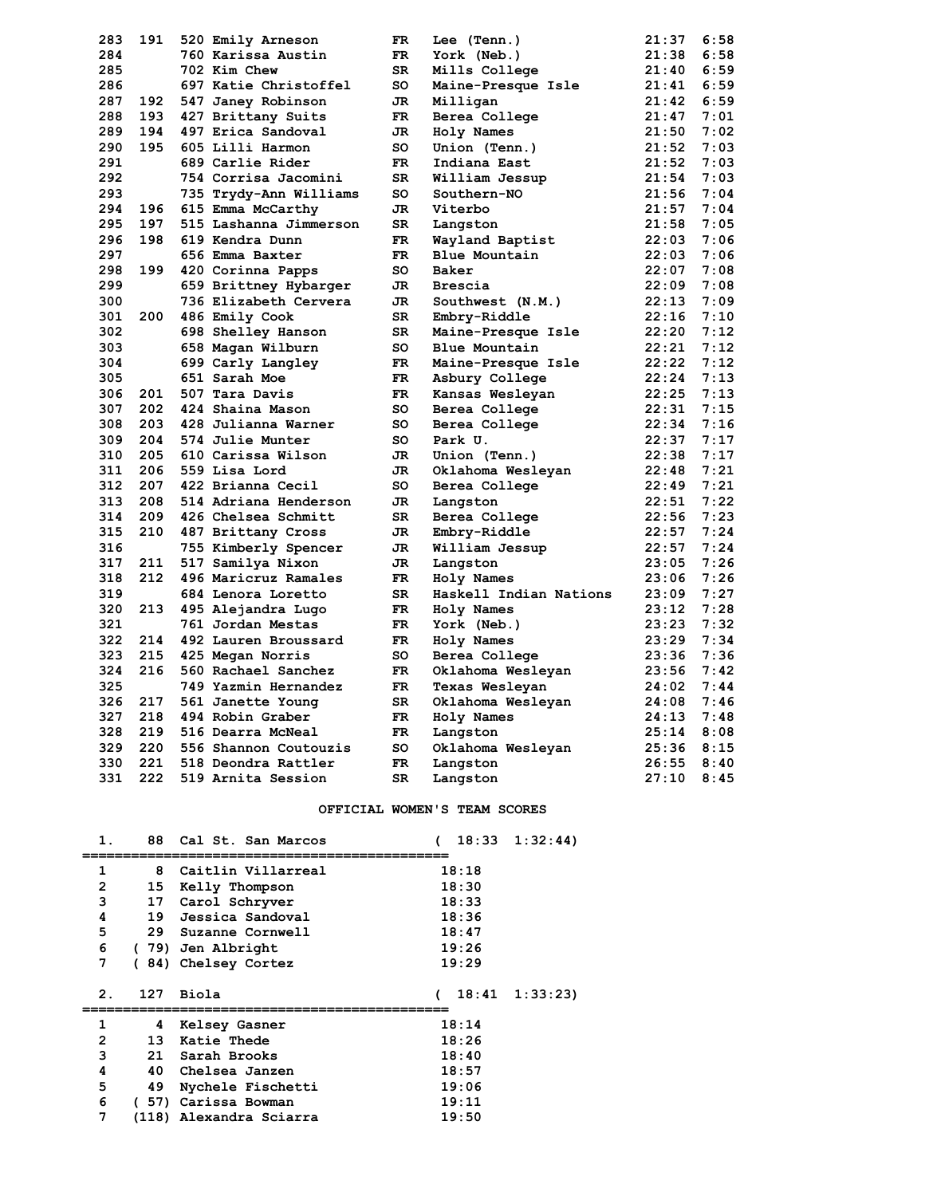| Place | Team Place | Bib | Name | Yr | School | Time | Pace |
|---|---|---|---|---|---|---|---|
| 283 | 191 | 520 | Emily Arneson | FR | Lee (Tenn.) | 21:37 | 6:58 |
| 284 | | 760 | Karissa Austin | FR | York (Neb.) | 21:38 | 6:58 |
| 285 | | 702 | Kim Chew | SR | Mills College | 21:40 | 6:59 |
| 286 | | 697 | Katie Christoffel | SO | Maine-Presque Isle | 21:41 | 6:59 |
| 287 | 192 | 547 | Janey Robinson | JR | Milligan | 21:42 | 6:59 |
| 288 | 193 | 427 | Brittany Suits | FR | Berea College | 21:47 | 7:01 |
| 289 | 194 | 497 | Erica Sandoval | JR | Holy Names | 21:50 | 7:02 |
| 290 | 195 | 605 | Lilli Harmon | SO | Union (Tenn.) | 21:52 | 7:03 |
| 291 | | 689 | Carlie Rider | FR | Indiana East | 21:52 | 7:03 |
| 292 | | 754 | Corrisa Jacomini | SR | William Jessup | 21:54 | 7:03 |
| 293 | | 735 | Trydy-Ann Williams | SO | Southern-NO | 21:56 | 7:04 |
| 294 | 196 | 615 | Emma McCarthy | JR | Viterbo | 21:57 | 7:04 |
| 295 | 197 | 515 | Lashanna Jimmerson | SR | Langston | 21:58 | 7:05 |
| 296 | 198 | 619 | Kendra Dunn | FR | Wayland Baptist | 22:03 | 7:06 |
| 297 | | 656 | Emma Baxter | FR | Blue Mountain | 22:03 | 7:06 |
| 298 | 199 | 420 | Corinna Papps | SO | Baker | 22:07 | 7:08 |
| 299 | | 659 | Brittney Hybarger | JR | Brescia | 22:09 | 7:08 |
| 300 | | 736 | Elizabeth Cervera | JR | Southwest (N.M.) | 22:13 | 7:09 |
| 301 | 200 | 486 | Emily Cook | SR | Embry-Riddle | 22:16 | 7:10 |
| 302 | | 698 | Shelley Hanson | SR | Maine-Presque Isle | 22:20 | 7:12 |
| 303 | | 658 | Magan Wilburn | SO | Blue Mountain | 22:21 | 7:12 |
| 304 | | 699 | Carly Langley | FR | Maine-Presque Isle | 22:22 | 7:12 |
| 305 | | 651 | Sarah Moe | FR | Asbury College | 22:24 | 7:13 |
| 306 | 201 | 507 | Tara Davis | FR | Kansas Wesleyan | 22:25 | 7:13 |
| 307 | 202 | 424 | Shaina Mason | SO | Berea College | 22:31 | 7:15 |
| 308 | 203 | 428 | Julianna Warner | SO | Berea College | 22:34 | 7:16 |
| 309 | 204 | 574 | Julie Munter | SO | Park U. | 22:37 | 7:17 |
| 310 | 205 | 610 | Carissa Wilson | JR | Union (Tenn.) | 22:38 | 7:17 |
| 311 | 206 | 559 | Lisa Lord | JR | Oklahoma Wesleyan | 22:48 | 7:21 |
| 312 | 207 | 422 | Brianna Cecil | SO | Berea College | 22:49 | 7:21 |
| 313 | 208 | 514 | Adriana Henderson | JR | Langston | 22:51 | 7:22 |
| 314 | 209 | 426 | Chelsea Schmitt | SR | Berea College | 22:56 | 7:23 |
| 315 | 210 | 487 | Brittany Cross | JR | Embry-Riddle | 22:57 | 7:24 |
| 316 | | 755 | Kimberly Spencer | JR | William Jessup | 22:57 | 7:24 |
| 317 | 211 | 517 | Samilya Nixon | JR | Langston | 23:05 | 7:26 |
| 318 | 212 | 496 | Maricruz Ramales | FR | Holy Names | 23:06 | 7:26 |
| 319 | | 684 | Lenora Loretto | SR | Haskell Indian Nations | 23:09 | 7:27 |
| 320 | 213 | 495 | Alejandra Lugo | FR | Holy Names | 23:12 | 7:28 |
| 321 | | 761 | Jordan Mestas | FR | York (Neb.) | 23:23 | 7:32 |
| 322 | 214 | 492 | Lauren Broussard | FR | Holy Names | 23:29 | 7:34 |
| 323 | 215 | 425 | Megan Norris | SO | Berea College | 23:36 | 7:36 |
| 324 | 216 | 560 | Rachael Sanchez | FR | Oklahoma Wesleyan | 23:56 | 7:42 |
| 325 | | 749 | Yazmin Hernandez | FR | Texas Wesleyan | 24:02 | 7:44 |
| 326 | 217 | 561 | Janette Young | SR | Oklahoma Wesleyan | 24:08 | 7:46 |
| 327 | 218 | 494 | Robin Graber | FR | Holy Names | 24:13 | 7:48 |
| 328 | 219 | 516 | Dearra McNeal | FR | Langston | 25:14 | 8:08 |
| 329 | 220 | 556 | Shannon Coutouzis | SO | Oklahoma Wesleyan | 25:36 | 8:15 |
| 330 | 221 | 518 | Deondra Rattler | FR | Langston | 26:55 | 8:40 |
| 331 | 222 | 519 | Arnita Session | SR | Langston | 27:10 | 8:45 |

## OFFICIAL WOMEN'S TEAM SCORES

**1. 88 Cal St. San Marcos ( 18:33 1:32:44)**

| | Pts | Name | Time |
|---|---|---|---|
| 1 | 8 | Caitlin Villarreal | 18:18 |
| 2 | 15 | Kelly Thompson | 18:30 |
| 3 | 17 | Carol Schryver | 18:33 |
| 4 | 19 | Jessica Sandoval | 18:36 |
| 5 | 29 | Suzanne Cornwell | 18:47 |
| 6 | (79) | Jen Albright | 19:26 |
| 7 | (84) | Chelsey Cortez | 19:29 |

**2. 127 Biola ( 18:41 1:33:23)**

| | Pts | Name | Time |
|---|---|---|---|
| 1 | 4 | Kelsey Gasner | 18:14 |
| 2 | 13 | Katie Thede | 18:26 |
| 3 | 21 | Sarah Brooks | 18:40 |
| 4 | 40 | Chelsea Janzen | 18:57 |
| 5 | 49 | Nychele Fischetti | 19:06 |
| 6 | (57) | Carissa Bowman | 19:11 |
| 7 | (118) | Alexandra Sciarra | 19:50 |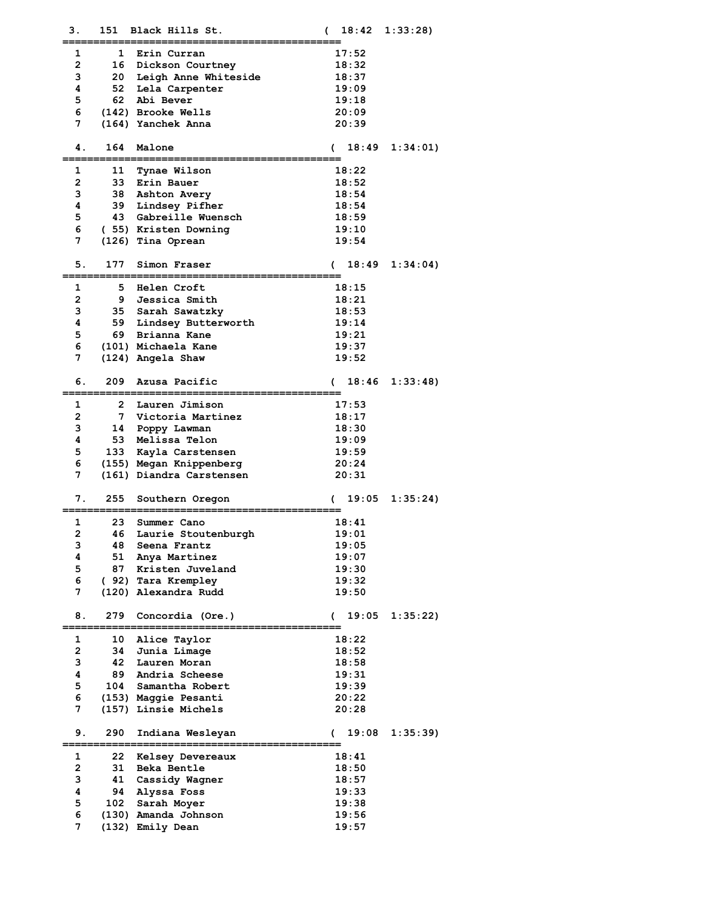```
  3.   151  Black Hills St.              (  18:42  1:33:28)
=============================================
  1      1  Erin Curran                   17:52
  2     16  Dickson Courtney              18:32
  3     20  Leigh Anne Whiteside          18:37
  4     52  Lela Carpenter                19:09
  5     62  Abi Bever                     19:18
  6    (142) Brooke Wells                 20:09
  7    (164) Yanchek Anna                 20:39

  4.   164  Malone                       (  18:49  1:34:01)
=============================================
  1     11  Tynae Wilson                  18:22
  2     33  Erin Bauer                    18:52
  3     38  Ashton Avery                  18:54
  4     39  Lindsey Pifher                18:54
  5     43  Gabreille Wuensch             18:59
  6    ( 55) Kristen Downing              19:10
  7    (126) Tina Oprean                  19:54

  5.   177  Simon Fraser                 (  18:49  1:34:04)
=============================================
  1      5  Helen Croft                   18:15
  2      9  Jessica Smith                 18:21
  3     35  Sarah Sawatzky                18:53
  4     59  Lindsey Butterworth           19:14
  5     69  Brianna Kane                  19:21
  6    (101) Michaela Kane                19:37
  7    (124) Angela Shaw                  19:52

  6.   209  Azusa Pacific                (  18:46  1:33:48)
=============================================
  1      2  Lauren Jimison                17:53
  2      7  Victoria Martinez             18:17
  3     14  Poppy Lawman                  18:30
  4     53  Melissa Telon                 19:09
  5    133  Kayla Carstensen              19:59
  6    (155) Megan Knippenberg            20:24
  7    (161) Diandra Carstensen           20:31

  7.   255  Southern Oregon              (  19:05  1:35:24)
=============================================
  1     23  Summer Cano                   18:41
  2     46  Laurie Stoutenburgh           19:01
  3     48  Seena Frantz                  19:05
  4     51  Anya Martinez                 19:07
  5     87  Kristen Juveland              19:30
  6    ( 92) Tara Krempley                19:32
  7    (120) Alexandra Rudd               19:50

  8.   279  Concordia (Ore.)             (  19:05  1:35:22)
=============================================
  1     10  Alice Taylor                  18:22
  2     34  Junia Limage                  18:52
  3     42  Lauren Moran                  18:58
  4     89  Andria Scheese                19:31
  5    104  Samantha Robert               19:39
  6    (153) Maggie Pesanti               20:22
  7    (157) Linsie Michels               20:28

  9.   290  Indiana Wesleyan             (  19:08  1:35:39)
=============================================
  1     22  Kelsey Devereaux              18:41
  2     31  Beka Bentle                   18:50
  3     41  Cassidy Wagner                18:57
  4     94  Alyssa Foss                   19:33
  5    102  Sarah Moyer                   19:38
  6    (130) Amanda Johnson               19:56
  7    (132) Emily Dean                   19:57
```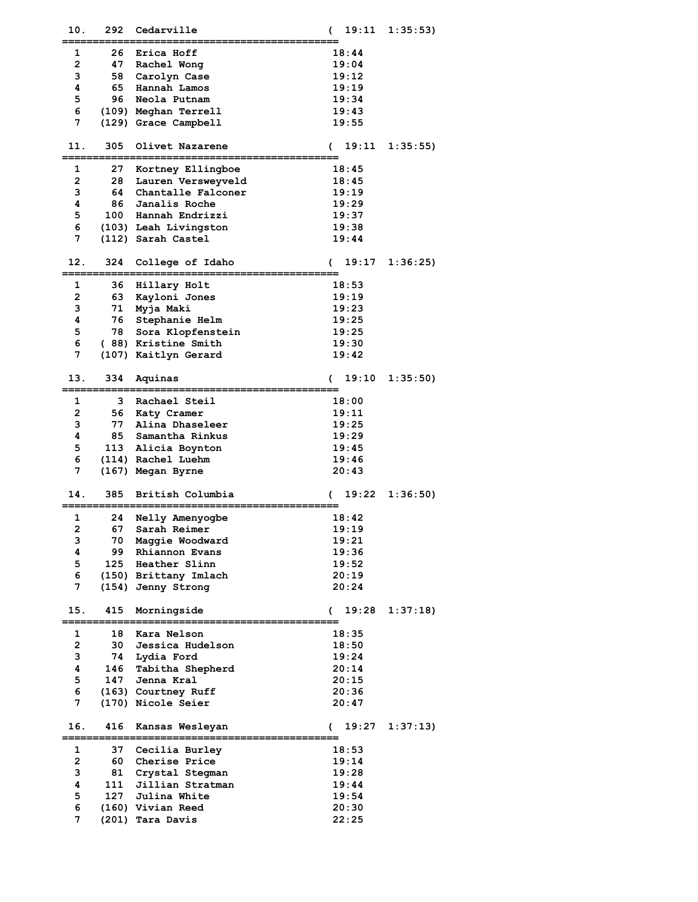```
 10.   292  Cedarville                    (  19:11  1:35:53)
=============================================
  1     26  Erica Hoff                     18:44
  2     47  Rachel Wong                    19:04
  3     58  Carolyn Case                   19:12
  4     65  Hannah Lamos                   19:19
  5     96  Neola Putnam                   19:34
  6    (109) Meghan Terrell                19:43
  7    (129) Grace Campbell                19:55

 11.   305  Olivet Nazarene               (  19:11  1:35:55)
=============================================
  1     27  Kortney Ellingboe              18:45
  2     28  Lauren Versweyveld             18:45
  3     64  Chantalle Falconer             19:19
  4     86  Janalis Roche                  19:29
  5    100  Hannah Endrizzi                19:37
  6    (103) Leah Livingston               19:38
  7    (112) Sarah Castel                  19:44

 12.   324  College of Idaho              (  19:17  1:36:25)
=============================================
  1     36  Hillary Holt                   18:53
  2     63  Kayloni Jones                  19:19
  3     71  Myja Maki                      19:23
  4     76  Stephanie Helm                 19:25
  5     78  Sora Klopfenstein              19:25
  6    ( 88) Kristine Smith                19:30
  7    (107) Kaitlyn Gerard                19:42

 13.   334  Aquinas                       (  19:10  1:35:50)
=============================================
  1      3  Rachael Steil                  18:00
  2     56  Katy Cramer                    19:11
  3     77  Alina Dhaseleer                19:25
  4     85  Samantha Rinkus                19:29
  5    113  Alicia Boynton                 19:45
  6    (114) Rachel Luehm                  19:46
  7    (167) Megan Byrne                   20:43

 14.   385  British Columbia              (  19:22  1:36:50)
=============================================
  1     24  Nelly Amenyogbe                18:42
  2     67  Sarah Reimer                   19:19
  3     70  Maggie Woodward                19:21
  4     99  Rhiannon Evans                 19:36
  5    125  Heather Slinn                  19:52
  6    (150) Brittany Imlach               20:19
  7    (154) Jenny Strong                  20:24

 15.   415  Morningside                   (  19:28  1:37:18)
=============================================
  1     18  Kara Nelson                    18:35
  2     30  Jessica Hudelson               18:50
  3     74  Lydia Ford                     19:24
  4    146  Tabitha Shepherd               20:14
  5    147  Jenna Kral                     20:15
  6    (163) Courtney Ruff                 20:36
  7    (170) Nicole Seier                  20:47

 16.   416  Kansas Wesleyan               (  19:27  1:37:13)
=============================================
  1     37  Cecilia Burley                 18:53
  2     60  Cherise Price                  19:14
  3     81  Crystal Stegman                19:28
  4    111  Jillian Stratman               19:44
  5    127  Julina White                   19:54
  6    (160) Vivian Reed                   20:30
  7    (201) Tara Davis                    22:25
```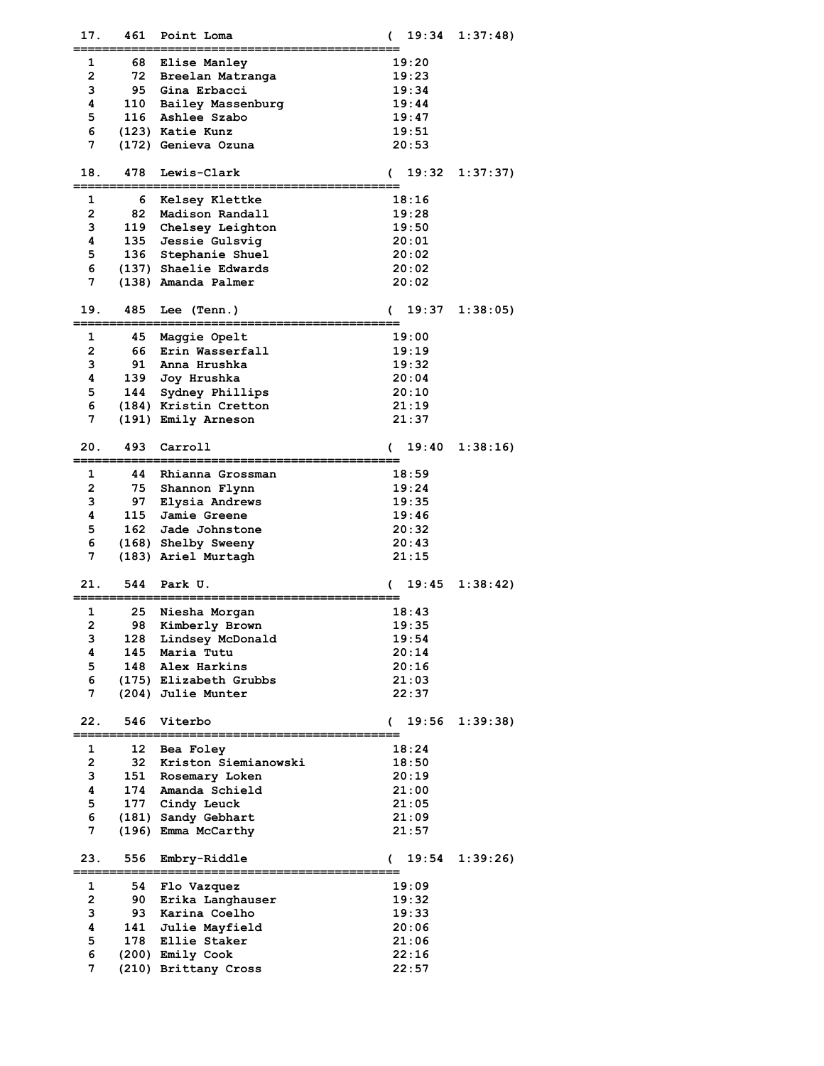```
 17.   461  Point Loma                      (  19:34  1:37:48)
=============================================
  1      68  Elise Manley                   19:20
  2      72  Breelan Matranga               19:23
  3      95  Gina Erbacci                   19:34
  4     110  Bailey Massenburg              19:44
  5     116  Ashlee Szabo                   19:47
  6    (123) Katie Kunz                     19:51
  7    (172) Genieva Ozuna                  20:53

 18.   478  Lewis-Clark                     (  19:32  1:37:37)
=============================================
  1       6  Kelsey Klettke                 18:16
  2      82  Madison Randall                19:28
  3     119  Chelsey Leighton               19:50
  4     135  Jessie Gulsvig                 20:01
  5     136  Stephanie Shuel                20:02
  6    (137) Shaelie Edwards                20:02
  7    (138) Amanda Palmer                  20:02

 19.   485  Lee (Tenn.)                     (  19:37  1:38:05)
=============================================
  1      45  Maggie Opelt                   19:00
  2      66  Erin Wasserfall                19:19
  3      91  Anna Hrushka                   19:32
  4     139  Joy Hrushka                    20:04
  5     144  Sydney Phillips                20:10
  6    (184) Kristin Cretton                21:19
  7    (191) Emily Arneson                  21:37

 20.   493  Carroll                         (  19:40  1:38:16)
=============================================
  1      44  Rhianna Grossman               18:59
  2      75  Shannon Flynn                  19:24
  3      97  Elysia Andrews                 19:35
  4     115  Jamie Greene                   19:46
  5     162  Jade Johnstone                 20:32
  6    (168) Shelby Sweeny                  20:43
  7    (183) Ariel Murtagh                  21:15

 21.   544  Park U.                         (  19:45  1:38:42)
=============================================
  1      25  Niesha Morgan                  18:43
  2      98  Kimberly Brown                 19:35
  3     128  Lindsey McDonald               19:54
  4     145  Maria Tutu                     20:14
  5     148  Alex Harkins                   20:16
  6    (175) Elizabeth Grubbs               21:03
  7    (204) Julie Munter                   22:37

 22.   546  Viterbo                         (  19:56  1:39:38)
=============================================
  1      12  Bea Foley                      18:24
  2      32  Kriston Siemianowski           18:50
  3     151  Rosemary Loken                 20:19
  4     174  Amanda Schield                 21:00
  5     177  Cindy Leuck                    21:05
  6    (181) Sandy Gebhart                  21:09
  7    (196) Emma McCarthy                  21:57

 23.   556  Embry-Riddle                    (  19:54  1:39:26)
=============================================
  1      54  Flo Vazquez                    19:09
  2      90  Erika Langhauser               19:32
  3      93  Karina Coelho                  19:33
  4     141  Julie Mayfield                 20:06
  5     178  Ellie Staker                   21:06
  6    (200) Emily Cook                     22:16
  7    (210) Brittany Cross                 22:57
```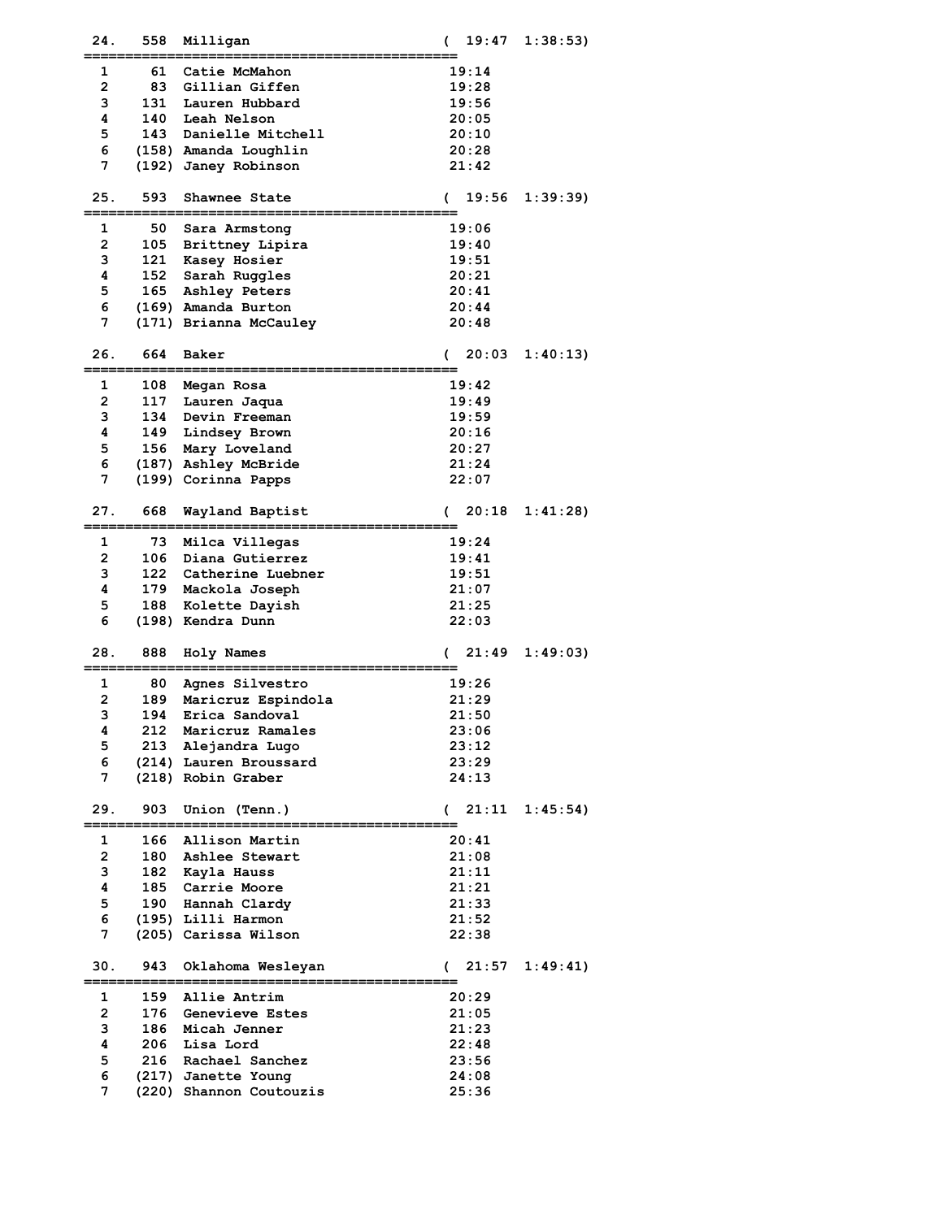```
 24.   558  Milligan                        (  19:47  1:38:53)
=============================================
  1     61  Catie McMahon                    19:14
  2     83  Gillian Giffen                   19:28
  3    131  Lauren Hubbard                   19:56
  4    140  Leah Nelson                      20:05
  5    143  Danielle Mitchell                20:10
  6   (158) Amanda Loughlin                  20:28
  7   (192) Janey Robinson                   21:42

 25.   593  Shawnee State                   (  19:56  1:39:39)
=============================================
  1     50  Sara Armstong                    19:06
  2    105  Brittney Lipira                  19:40
  3    121  Kasey Hosier                     19:51
  4    152  Sarah Ruggles                    20:21
  5    165  Ashley Peters                    20:41
  6   (169) Amanda Burton                    20:44
  7   (171) Brianna McCauley                 20:48

 26.   664  Baker                           (  20:03  1:40:13)
=============================================
  1    108  Megan Rosa                       19:42
  2    117  Lauren Jaqua                     19:49
  3    134  Devin Freeman                    19:59
  4    149  Lindsey Brown                    20:16
  5    156  Mary Loveland                    20:27
  6   (187) Ashley McBride                   21:24
  7   (199) Corinna Papps                    22:07

 27.   668  Wayland Baptist                 (  20:18  1:41:28)
=============================================
  1     73  Milca Villegas                   19:24
  2    106  Diana Gutierrez                  19:41
  3    122  Catherine Luebner                19:51
  4    179  Mackola Joseph                   21:07
  5    188  Kolette Dayish                   21:25
  6   (198) Kendra Dunn                      22:03

 28.   888  Holy Names                      (  21:49  1:49:03)
=============================================
  1     80  Agnes Silvestro                  19:26
  2    189  Maricruz Espindola               21:29
  3    194  Erica Sandoval                   21:50
  4    212  Maricruz Ramales                 23:06
  5    213  Alejandra Lugo                   23:12
  6   (214) Lauren Broussard                 23:29
  7   (218) Robin Graber                     24:13

 29.   903  Union (Tenn.)                   (  21:11  1:45:54)
=============================================
  1    166  Allison Martin                   20:41
  2    180  Ashlee Stewart                   21:08
  3    182  Kayla Hauss                      21:11
  4    185  Carrie Moore                     21:21
  5    190  Hannah Clardy                    21:33
  6   (195) Lilli Harmon                     21:52
  7   (205) Carissa Wilson                   22:38

 30.   943  Oklahoma Wesleyan               (  21:57  1:49:41)
=============================================
  1    159  Allie Antrim                     20:29
  2    176  Genevieve Estes                  21:05
  3    186  Micah Jenner                     21:23
  4    206  Lisa Lord                        22:48
  5    216  Rachael Sanchez                  23:56
  6   (217) Janette Young                    24:08
  7   (220) Shannon Coutouzis                25:36
```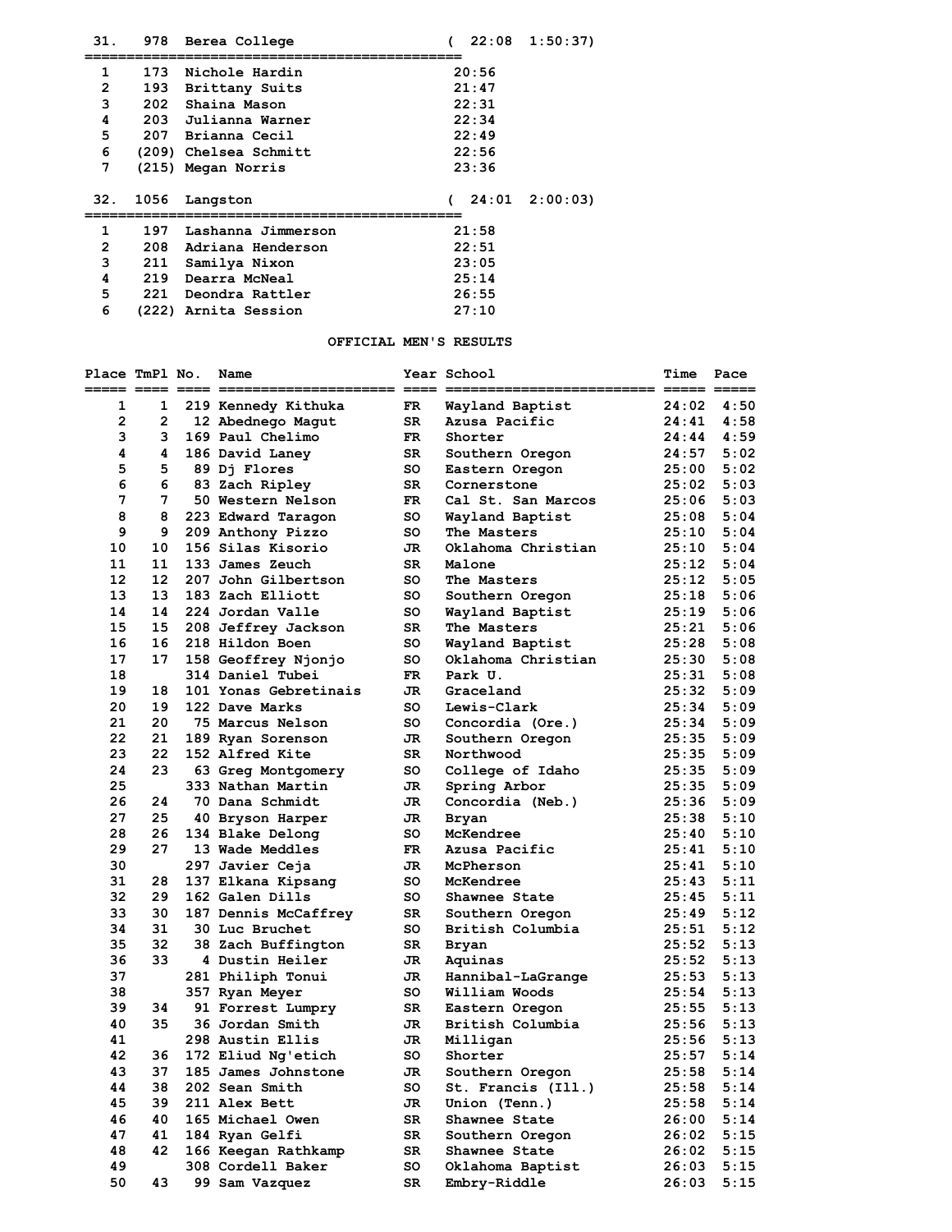| 31. | 978 | Berea College | ( 22:08 1:50:37) |
|---|---|---|---|
| 1 | 173 | Nichole Hardin | 20:56 |
| 2 | 193 | Brittany Suits | 21:47 |
| 3 | 202 | Shaina Mason | 22:31 |
| 4 | 203 | Julianna Warner | 22:34 |
| 5 | 207 | Brianna Cecil | 22:49 |
| 6 | (209) | Chelsea Schmitt | 22:56 |
| 7 | (215) | Megan Norris | 23:36 |

| 32. | 1056 | Langston | ( 24:01 2:00:03) |
|---|---|---|---|
| 1 | 197 | Lashanna Jimmerson | 21:58 |
| 2 | 208 | Adriana Henderson | 22:51 |
| 3 | 211 | Samilya Nixon | 23:05 |
| 4 | 219 | Dearra McNeal | 25:14 |
| 5 | 221 | Deondra Rattler | 26:55 |
| 6 | (222) | Arnita Session | 27:10 |

## OFFICIAL MEN'S RESULTS

| Place | TmPl | No. | Name | Year | School | Time | Pace |
|---|---|---|---|---|---|---|---|
| 1 | 1 | 219 | Kennedy Kithuka | FR | Wayland Baptist | 24:02 | 4:50 |
| 2 | 2 | 12 | Abednego Magut | SR | Azusa Pacific | 24:41 | 4:58 |
| 3 | 3 | 169 | Paul Chelimo | FR | Shorter | 24:44 | 4:59 |
| 4 | 4 | 186 | David Laney | SR | Southern Oregon | 24:57 | 5:02 |
| 5 | 5 | 89 | Dj Flores | SO | Eastern Oregon | 25:00 | 5:02 |
| 6 | 6 | 83 | Zach Ripley | SR | Cornerstone | 25:02 | 5:03 |
| 7 | 7 | 50 | Western Nelson | FR | Cal St. San Marcos | 25:06 | 5:03 |
| 8 | 8 | 223 | Edward Taragon | SO | Wayland Baptist | 25:08 | 5:04 |
| 9 | 9 | 209 | Anthony Pizzo | SO | The Masters | 25:10 | 5:04 |
| 10 | 10 | 156 | Silas Kisorio | JR | Oklahoma Christian | 25:10 | 5:04 |
| 11 | 11 | 133 | James Zeuch | SR | Malone | 25:12 | 5:04 |
| 12 | 12 | 207 | John Gilbertson | SO | The Masters | 25:12 | 5:05 |
| 13 | 13 | 183 | Zach Elliott | SO | Southern Oregon | 25:18 | 5:06 |
| 14 | 14 | 224 | Jordan Valle | SO | Wayland Baptist | 25:19 | 5:06 |
| 15 | 15 | 208 | Jeffrey Jackson | SR | The Masters | 25:21 | 5:06 |
| 16 | 16 | 218 | Hildon Boen | SO | Wayland Baptist | 25:28 | 5:08 |
| 17 | 17 | 158 | Geoffrey Njonjo | SO | Oklahoma Christian | 25:30 | 5:08 |
| 18 | | 314 | Daniel Tubei | FR | Park U. | 25:31 | 5:08 |
| 19 | 18 | 101 | Yonas Gebretinais | JR | Graceland | 25:32 | 5:09 |
| 20 | 19 | 122 | Dave Marks | SO | Lewis-Clark | 25:34 | 5:09 |
| 21 | 20 | 75 | Marcus Nelson | SO | Concordia (Ore.) | 25:34 | 5:09 |
| 22 | 21 | 189 | Ryan Sorenson | JR | Southern Oregon | 25:35 | 5:09 |
| 23 | 22 | 152 | Alfred Kite | SR | Northwood | 25:35 | 5:09 |
| 24 | 23 | 63 | Greg Montgomery | SO | College of Idaho | 25:35 | 5:09 |
| 25 | | 333 | Nathan Martin | JR | Spring Arbor | 25:35 | 5:09 |
| 26 | 24 | 70 | Dana Schmidt | JR | Concordia (Neb.) | 25:36 | 5:09 |
| 27 | 25 | 40 | Bryson Harper | JR | Bryan | 25:38 | 5:10 |
| 28 | 26 | 134 | Blake Delong | SO | McKendree | 25:40 | 5:10 |
| 29 | 27 | 13 | Wade Meddles | FR | Azusa Pacific | 25:41 | 5:10 |
| 30 | | 297 | Javier Ceja | JR | McPherson | 25:41 | 5:10 |
| 31 | 28 | 137 | Elkana Kipsang | SO | McKendree | 25:43 | 5:11 |
| 32 | 29 | 162 | Galen Dills | SO | Shawnee State | 25:45 | 5:11 |
| 33 | 30 | 187 | Dennis McCaffrey | SR | Southern Oregon | 25:49 | 5:12 |
| 34 | 31 | 30 | Luc Bruchet | SO | British Columbia | 25:51 | 5:12 |
| 35 | 32 | 38 | Zach Buffington | SR | Bryan | 25:52 | 5:13 |
| 36 | 33 | 4 | Dustin Heiler | JR | Aquinas | 25:52 | 5:13 |
| 37 | | 281 | Philiph Tonui | JR | Hannibal-LaGrange | 25:53 | 5:13 |
| 38 | | 357 | Ryan Meyer | SO | William Woods | 25:54 | 5:13 |
| 39 | 34 | 91 | Forrest Lumpry | SR | Eastern Oregon | 25:55 | 5:13 |
| 40 | 35 | 36 | Jordan Smith | JR | British Columbia | 25:56 | 5:13 |
| 41 | | 298 | Austin Ellis | JR | Milligan | 25:56 | 5:13 |
| 42 | 36 | 172 | Eliud Ng'etich | SO | Shorter | 25:57 | 5:14 |
| 43 | 37 | 185 | James Johnstone | JR | Southern Oregon | 25:58 | 5:14 |
| 44 | 38 | 202 | Sean Smith | SO | St. Francis (Ill.) | 25:58 | 5:14 |
| 45 | 39 | 211 | Alex Bett | JR | Union (Tenn.) | 25:58 | 5:14 |
| 46 | 40 | 165 | Michael Owen | SR | Shawnee State | 26:00 | 5:14 |
| 47 | 41 | 184 | Ryan Gelfi | SR | Southern Oregon | 26:02 | 5:15 |
| 48 | 42 | 166 | Keegan Rathkamp | SR | Shawnee State | 26:02 | 5:15 |
| 49 | | 308 | Cordell Baker | SO | Oklahoma Baptist | 26:03 | 5:15 |
| 50 | 43 | 99 | Sam Vazquez | SR | Embry-Riddle | 26:03 | 5:15 |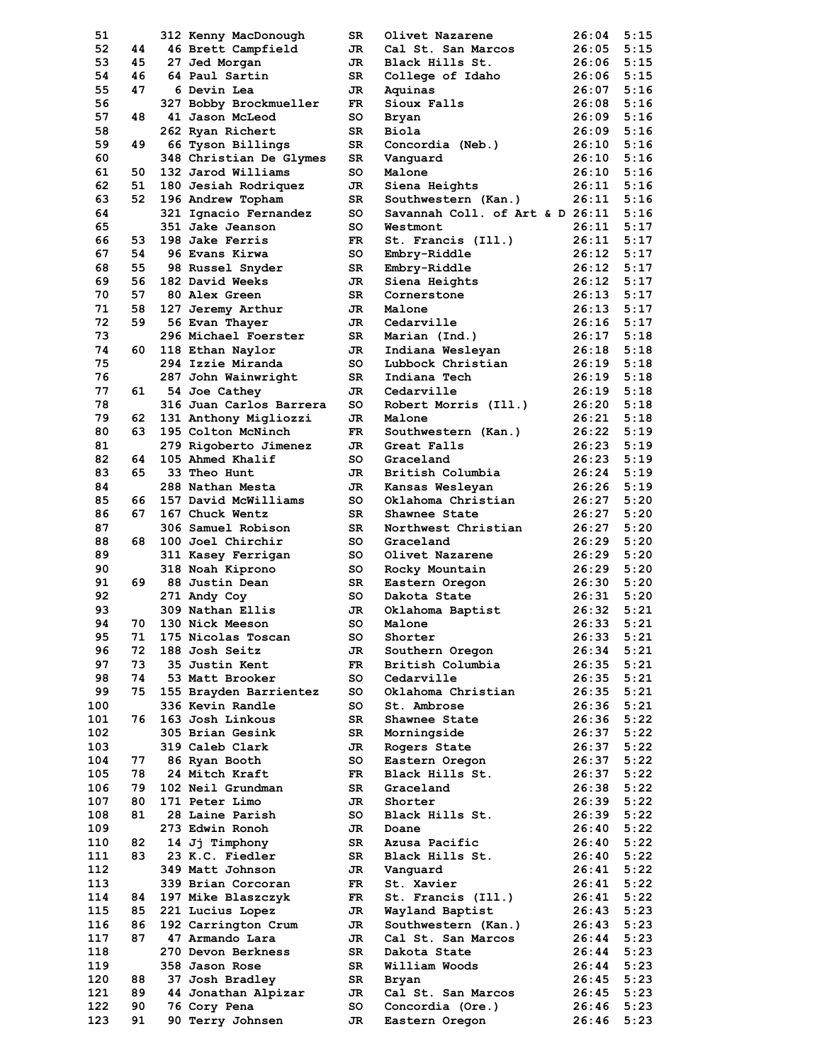| Place | Team Place | Bib | Name | Yr | School | Time | Pace |
|---|---|---|---|---|---|---|---|
| 51 | | 312 | Kenny MacDonough | SR | Olivet Nazarene | 26:04 | 5:15 |
| 52 | 44 | 46 | Brett Campfield | JR | Cal St. San Marcos | 26:05 | 5:15 |
| 53 | 45 | 27 | Jed Morgan | JR | Black Hills St. | 26:06 | 5:15 |
| 54 | 46 | 64 | Paul Sartin | SR | College of Idaho | 26:06 | 5:15 |
| 55 | 47 | 6 | Devin Lea | JR | Aquinas | 26:07 | 5:16 |
| 56 | | 327 | Bobby Brockmueller | FR | Sioux Falls | 26:08 | 5:16 |
| 57 | 48 | 41 | Jason McLeod | SO | Bryan | 26:09 | 5:16 |
| 58 | | 262 | Ryan Richert | SR | Biola | 26:09 | 5:16 |
| 59 | 49 | 66 | Tyson Billings | SR | Concordia (Neb.) | 26:10 | 5:16 |
| 60 | | 348 | Christian De Glymes | SR | Vanguard | 26:10 | 5:16 |
| 61 | 50 | 132 | Jarod Williams | SO | Malone | 26:10 | 5:16 |
| 62 | 51 | 180 | Jesiah Rodriquez | JR | Siena Heights | 26:11 | 5:16 |
| 63 | 52 | 196 | Andrew Topham | SR | Southwestern (Kan.) | 26:11 | 5:16 |
| 64 | | 321 | Ignacio Fernandez | SO | Savannah Coll. of Art & D | 26:11 | 5:16 |
| 65 | | 351 | Jake Jeanson | SO | Westmont | 26:11 | 5:17 |
| 66 | 53 | 198 | Jake Ferris | FR | St. Francis (Ill.) | 26:11 | 5:17 |
| 67 | 54 | 96 | Evans Kirwa | SO | Embry-Riddle | 26:12 | 5:17 |
| 68 | 55 | 98 | Russel Snyder | SR | Embry-Riddle | 26:12 | 5:17 |
| 69 | 56 | 182 | David Weeks | JR | Siena Heights | 26:12 | 5:17 |
| 70 | 57 | 80 | Alex Green | SR | Cornerstone | 26:13 | 5:17 |
| 71 | 58 | 127 | Jeremy Arthur | JR | Malone | 26:13 | 5:17 |
| 72 | 59 | 56 | Evan Thayer | JR | Cedarville | 26:16 | 5:17 |
| 73 | | 296 | Michael Foerster | SR | Marian (Ind.) | 26:17 | 5:18 |
| 74 | 60 | 118 | Ethan Naylor | JR | Indiana Wesleyan | 26:18 | 5:18 |
| 75 | | 294 | Izzie Miranda | SO | Lubbock Christian | 26:19 | 5:18 |
| 76 | | 287 | John Wainwright | SR | Indiana Tech | 26:19 | 5:18 |
| 77 | 61 | 54 | Joe Cathey | JR | Cedarville | 26:19 | 5:18 |
| 78 | | 316 | Juan Carlos Barrera | SO | Robert Morris (Ill.) | 26:20 | 5:18 |
| 79 | 62 | 131 | Anthony Migliozzi | JR | Malone | 26:21 | 5:18 |
| 80 | 63 | 195 | Colton McNinch | FR | Southwestern (Kan.) | 26:22 | 5:19 |
| 81 | | 279 | Rigoberto Jimenez | JR | Great Falls | 26:23 | 5:19 |
| 82 | 64 | 105 | Ahmed Khalif | SO | Graceland | 26:23 | 5:19 |
| 83 | 65 | 33 | Theo Hunt | JR | British Columbia | 26:24 | 5:19 |
| 84 | | 288 | Nathan Mesta | JR | Kansas Wesleyan | 26:26 | 5:19 |
| 85 | 66 | 157 | David McWilliams | SO | Oklahoma Christian | 26:27 | 5:20 |
| 86 | 67 | 167 | Chuck Wentz | SR | Shawnee State | 26:27 | 5:20 |
| 87 | | 306 | Samuel Robison | SR | Northwest Christian | 26:27 | 5:20 |
| 88 | 68 | 100 | Joel Chirchir | SO | Graceland | 26:29 | 5:20 |
| 89 | | 311 | Kasey Ferrigan | SO | Olivet Nazarene | 26:29 | 5:20 |
| 90 | | 318 | Noah Kiprono | SO | Rocky Mountain | 26:29 | 5:20 |
| 91 | 69 | 88 | Justin Dean | SR | Eastern Oregon | 26:30 | 5:20 |
| 92 | | 271 | Andy Coy | SO | Dakota State | 26:31 | 5:20 |
| 93 | | 309 | Nathan Ellis | JR | Oklahoma Baptist | 26:32 | 5:21 |
| 94 | 70 | 130 | Nick Meeson | SO | Malone | 26:33 | 5:21 |
| 95 | 71 | 175 | Nicolas Toscan | SO | Shorter | 26:33 | 5:21 |
| 96 | 72 | 188 | Josh Seitz | JR | Southern Oregon | 26:34 | 5:21 |
| 97 | 73 | 35 | Justin Kent | FR | British Columbia | 26:35 | 5:21 |
| 98 | 74 | 53 | Matt Brooker | SO | Cedarville | 26:35 | 5:21 |
| 99 | 75 | 155 | Brayden Barrientez | SO | Oklahoma Christian | 26:35 | 5:21 |
| 100 | | 336 | Kevin Randle | SO | St. Ambrose | 26:36 | 5:21 |
| 101 | 76 | 163 | Josh Linkous | SR | Shawnee State | 26:36 | 5:22 |
| 102 | | 305 | Brian Gesink | SR | Morningside | 26:37 | 5:22 |
| 103 | | 319 | Caleb Clark | JR | Rogers State | 26:37 | 5:22 |
| 104 | 77 | 86 | Ryan Booth | SO | Eastern Oregon | 26:37 | 5:22 |
| 105 | 78 | 24 | Mitch Kraft | FR | Black Hills St. | 26:37 | 5:22 |
| 106 | 79 | 102 | Neil Grundman | SR | Graceland | 26:38 | 5:22 |
| 107 | 80 | 171 | Peter Limo | JR | Shorter | 26:39 | 5:22 |
| 108 | 81 | 28 | Laine Parish | SO | Black Hills St. | 26:39 | 5:22 |
| 109 | | 273 | Edwin Ronoh | JR | Doane | 26:40 | 5:22 |
| 110 | 82 | 14 | Jj Timphony | SR | Azusa Pacific | 26:40 | 5:22 |
| 111 | 83 | 23 | K.C. Fiedler | SR | Black Hills St. | 26:40 | 5:22 |
| 112 | | 349 | Matt Johnson | JR | Vanguard | 26:41 | 5:22 |
| 113 | | 339 | Brian Corcoran | FR | St. Xavier | 26:41 | 5:22 |
| 114 | 84 | 197 | Mike Blaszczyk | FR | St. Francis (Ill.) | 26:41 | 5:22 |
| 115 | 85 | 221 | Lucius Lopez | JR | Wayland Baptist | 26:43 | 5:23 |
| 116 | 86 | 192 | Carrington Crum | JR | Southwestern (Kan.) | 26:43 | 5:23 |
| 117 | 87 | 47 | Armando Lara | JR | Cal St. San Marcos | 26:44 | 5:23 |
| 118 | | 270 | Devon Berkness | SR | Dakota State | 26:44 | 5:23 |
| 119 | | 358 | Jason Rose | SR | William Woods | 26:44 | 5:23 |
| 120 | 88 | 37 | Josh Bradley | SR | Bryan | 26:45 | 5:23 |
| 121 | 89 | 44 | Jonathan Alpizar | JR | Cal St. San Marcos | 26:45 | 5:23 |
| 122 | 90 | 76 | Cory Pena | SO | Concordia (Ore.) | 26:46 | 5:23 |
| 123 | 91 | 90 | Terry Johnsen | JR | Eastern Oregon | 26:46 | 5:23 |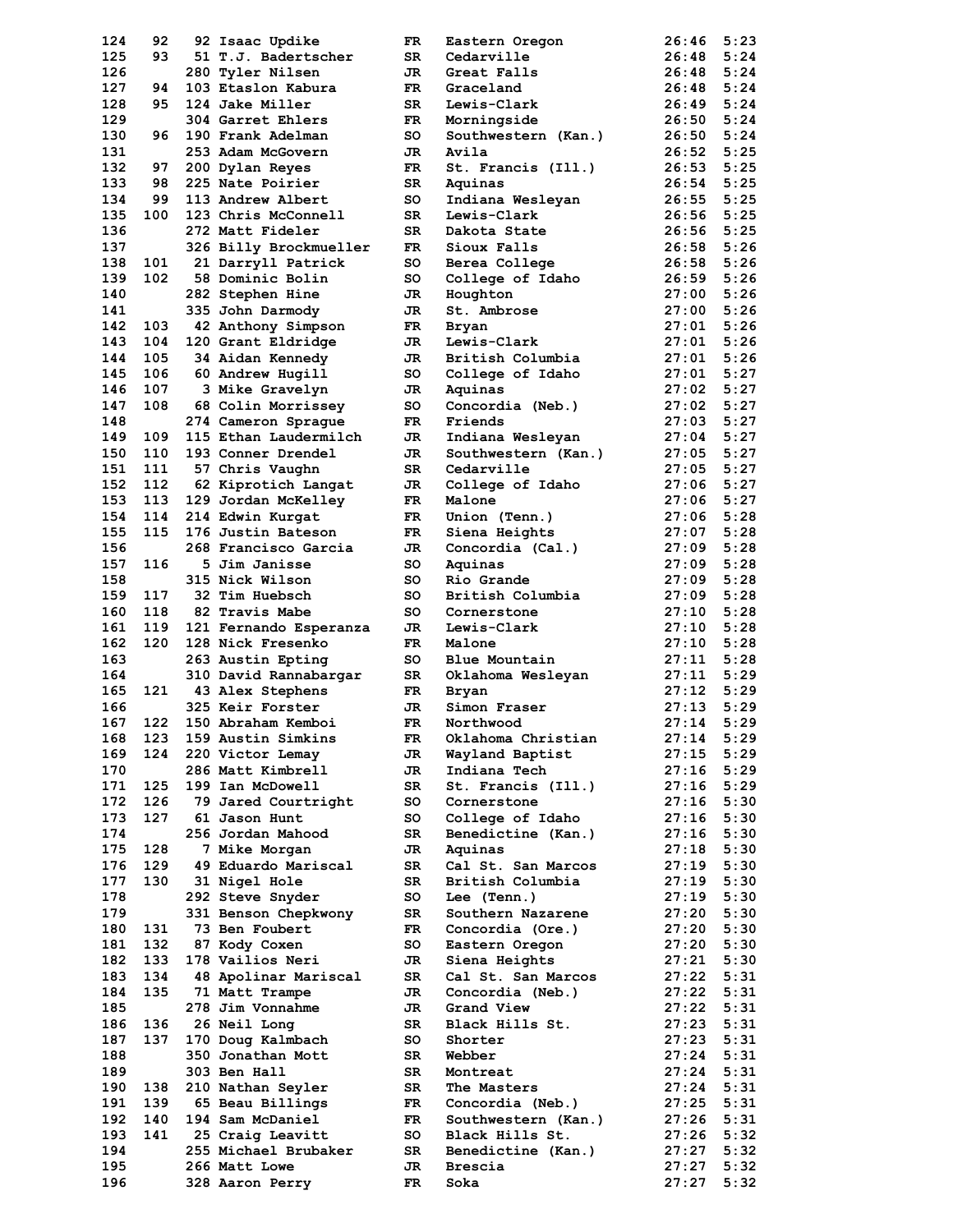| | | | | | | | |
|---|---|---|---|---|---|---|---|
| 124 | 92 | 92 | Isaac Updike | FR | Eastern Oregon | 26:46 | 5:23 |
| 125 | 93 | 51 | T.J. Badertscher | SR | Cedarville | 26:48 | 5:24 |
| 126 | | 280 | Tyler Nilsen | JR | Great Falls | 26:48 | 5:24 |
| 127 | 94 | 103 | Etaslon Kabura | FR | Graceland | 26:48 | 5:24 |
| 128 | 95 | 124 | Jake Miller | SR | Lewis-Clark | 26:49 | 5:24 |
| 129 | | 304 | Garret Ehlers | FR | Morningside | 26:50 | 5:24 |
| 130 | 96 | 190 | Frank Adelman | SO | Southwestern (Kan.) | 26:50 | 5:24 |
| 131 | | 253 | Adam McGovern | JR | Avila | 26:52 | 5:25 |
| 132 | 97 | 200 | Dylan Reyes | FR | St. Francis (Ill.) | 26:53 | 5:25 |
| 133 | 98 | 225 | Nate Poirier | SR | Aquinas | 26:54 | 5:25 |
| 134 | 99 | 113 | Andrew Albert | SO | Indiana Wesleyan | 26:55 | 5:25 |
| 135 | 100 | 123 | Chris McConnell | SR | Lewis-Clark | 26:56 | 5:25 |
| 136 | | 272 | Matt Fideler | SR | Dakota State | 26:56 | 5:25 |
| 137 | | 326 | Billy Brockmueller | FR | Sioux Falls | 26:58 | 5:26 |
| 138 | 101 | 21 | Darryll Patrick | SO | Berea College | 26:58 | 5:26 |
| 139 | 102 | 58 | Dominic Bolin | SO | College of Idaho | 26:59 | 5:26 |
| 140 | | 282 | Stephen Hine | JR | Houghton | 27:00 | 5:26 |
| 141 | | 335 | John Darmody | JR | St. Ambrose | 27:00 | 5:26 |
| 142 | 103 | 42 | Anthony Simpson | FR | Bryan | 27:01 | 5:26 |
| 143 | 104 | 120 | Grant Eldridge | JR | Lewis-Clark | 27:01 | 5:26 |
| 144 | 105 | 34 | Aidan Kennedy | JR | British Columbia | 27:01 | 5:26 |
| 145 | 106 | 60 | Andrew Hugill | SO | College of Idaho | 27:01 | 5:27 |
| 146 | 107 | 3 | Mike Gravelyn | JR | Aquinas | 27:02 | 5:27 |
| 147 | 108 | 68 | Colin Morrissey | SO | Concordia (Neb.) | 27:02 | 5:27 |
| 148 | | 274 | Cameron Sprague | FR | Friends | 27:03 | 5:27 |
| 149 | 109 | 115 | Ethan Laudermilch | JR | Indiana Wesleyan | 27:04 | 5:27 |
| 150 | 110 | 193 | Conner Drendel | JR | Southwestern (Kan.) | 27:05 | 5:27 |
| 151 | 111 | 57 | Chris Vaughn | SR | Cedarville | 27:05 | 5:27 |
| 152 | 112 | 62 | Kiprotich Langat | JR | College of Idaho | 27:06 | 5:27 |
| 153 | 113 | 129 | Jordan McKelley | FR | Malone | 27:06 | 5:27 |
| 154 | 114 | 214 | Edwin Kurgat | FR | Union (Tenn.) | 27:06 | 5:28 |
| 155 | 115 | 176 | Justin Bateson | FR | Siena Heights | 27:07 | 5:28 |
| 156 | | 268 | Francisco Garcia | JR | Concordia (Cal.) | 27:09 | 5:28 |
| 157 | 116 | 5 | Jim Janisse | SO | Aquinas | 27:09 | 5:28 |
| 158 | | 315 | Nick Wilson | SO | Rio Grande | 27:09 | 5:28 |
| 159 | 117 | 32 | Tim Huebsch | SO | British Columbia | 27:09 | 5:28 |
| 160 | 118 | 82 | Travis Mabe | SO | Cornerstone | 27:10 | 5:28 |
| 161 | 119 | 121 | Fernando Esperanza | JR | Lewis-Clark | 27:10 | 5:28 |
| 162 | 120 | 128 | Nick Fresenko | FR | Malone | 27:10 | 5:28 |
| 163 | | 263 | Austin Epting | SO | Blue Mountain | 27:11 | 5:28 |
| 164 | | 310 | David Rannabargar | SR | Oklahoma Wesleyan | 27:11 | 5:29 |
| 165 | 121 | 43 | Alex Stephens | FR | Bryan | 27:12 | 5:29 |
| 166 | | 325 | Keir Forster | JR | Simon Fraser | 27:13 | 5:29 |
| 167 | 122 | 150 | Abraham Kemboi | FR | Northwood | 27:14 | 5:29 |
| 168 | 123 | 159 | Austin Simkins | FR | Oklahoma Christian | 27:14 | 5:29 |
| 169 | 124 | 220 | Victor Lemay | JR | Wayland Baptist | 27:15 | 5:29 |
| 170 | | 286 | Matt Kimbrell | JR | Indiana Tech | 27:16 | 5:29 |
| 171 | 125 | 199 | Ian McDowell | SR | St. Francis (Ill.) | 27:16 | 5:29 |
| 172 | 126 | 79 | Jared Courtright | SO | Cornerstone | 27:16 | 5:30 |
| 173 | 127 | 61 | Jason Hunt | SO | College of Idaho | 27:16 | 5:30 |
| 174 | | 256 | Jordan Mahood | SR | Benedictine (Kan.) | 27:16 | 5:30 |
| 175 | 128 | 7 | Mike Morgan | JR | Aquinas | 27:18 | 5:30 |
| 176 | 129 | 49 | Eduardo Mariscal | SR | Cal St. San Marcos | 27:19 | 5:30 |
| 177 | 130 | 31 | Nigel Hole | SR | British Columbia | 27:19 | 5:30 |
| 178 | | 292 | Steve Snyder | SO | Lee (Tenn.) | 27:19 | 5:30 |
| 179 | | 331 | Benson Chepkwony | SR | Southern Nazarene | 27:20 | 5:30 |
| 180 | 131 | 73 | Ben Foubert | FR | Concordia (Ore.) | 27:20 | 5:30 |
| 181 | 132 | 87 | Kody Coxen | SO | Eastern Oregon | 27:20 | 5:30 |
| 182 | 133 | 178 | Vailios Neri | JR | Siena Heights | 27:21 | 5:30 |
| 183 | 134 | 48 | Apolinar Mariscal | SR | Cal St. San Marcos | 27:22 | 5:31 |
| 184 | 135 | 71 | Matt Trampe | JR | Concordia (Neb.) | 27:22 | 5:31 |
| 185 | | 278 | Jim Vonnahme | JR | Grand View | 27:22 | 5:31 |
| 186 | 136 | 26 | Neil Long | SR | Black Hills St. | 27:23 | 5:31 |
| 187 | 137 | 170 | Doug Kalmbach | SO | Shorter | 27:23 | 5:31 |
| 188 | | 350 | Jonathan Mott | SR | Webber | 27:24 | 5:31 |
| 189 | | 303 | Ben Hall | SR | Montreat | 27:24 | 5:31 |
| 190 | 138 | 210 | Nathan Seyler | SR | The Masters | 27:24 | 5:31 |
| 191 | 139 | 65 | Beau Billings | FR | Concordia (Neb.) | 27:25 | 5:31 |
| 192 | 140 | 194 | Sam McDaniel | FR | Southwestern (Kan.) | 27:26 | 5:31 |
| 193 | 141 | 25 | Craig Leavitt | SO | Black Hills St. | 27:26 | 5:32 |
| 194 | | 255 | Michael Brubaker | SR | Benedictine (Kan.) | 27:27 | 5:32 |
| 195 | | 266 | Matt Lowe | JR | Brescia | 27:27 | 5:32 |
| 196 | | 328 | Aaron Perry | FR | Soka | 27:27 | 5:32 |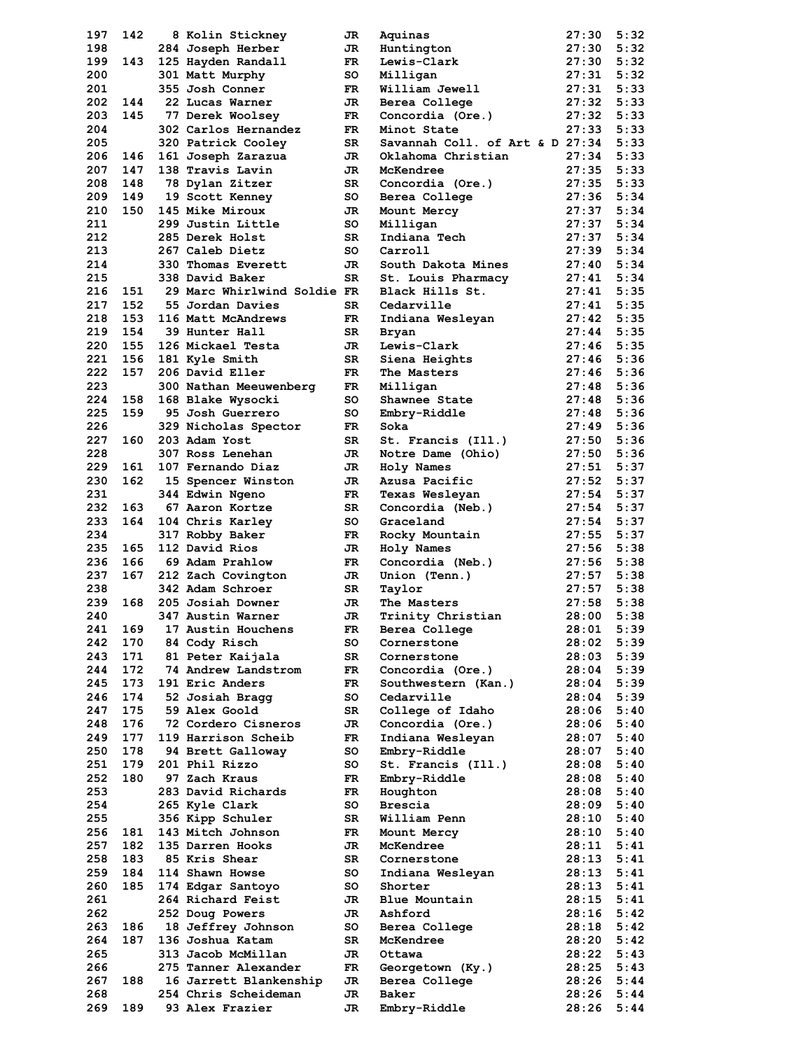| Place | Team Place | Bib | Name | Yr | School | Time | Pace |
|---|---|---|---|---|---|---|---|
| 197 | 142 | 8 | Kolin Stickney | JR | Aquinas | 27:30 | 5:32 |
| 198 | | 284 | Joseph Herber | JR | Huntington | 27:30 | 5:32 |
| 199 | 143 | 125 | Hayden Randall | FR | Lewis-Clark | 27:30 | 5:32 |
| 200 | | 301 | Matt Murphy | SO | Milligan | 27:31 | 5:32 |
| 201 | | 355 | Josh Conner | FR | William Jewell | 27:31 | 5:33 |
| 202 | 144 | 22 | Lucas Warner | JR | Berea College | 27:32 | 5:33 |
| 203 | 145 | 77 | Derek Woolsey | FR | Concordia (Ore.) | 27:32 | 5:33 |
| 204 | | 302 | Carlos Hernandez | FR | Minot State | 27:33 | 5:33 |
| 205 | | 320 | Patrick Cooley | SR | Savannah Coll. of Art & D | 27:34 | 5:33 |
| 206 | 146 | 161 | Joseph Zarazua | JR | Oklahoma Christian | 27:34 | 5:33 |
| 207 | 147 | 138 | Travis Lavin | JR | McKendree | 27:35 | 5:33 |
| 208 | 148 | 78 | Dylan Zitzer | SR | Concordia (Ore.) | 27:35 | 5:33 |
| 209 | 149 | 19 | Scott Kenney | SO | Berea College | 27:36 | 5:34 |
| 210 | 150 | 145 | Mike Miroux | JR | Mount Mercy | 27:37 | 5:34 |
| 211 | | 299 | Justin Little | SO | Milligan | 27:37 | 5:34 |
| 212 | | 285 | Derek Holst | SR | Indiana Tech | 27:37 | 5:34 |
| 213 | | 267 | Caleb Dietz | SO | Carroll | 27:39 | 5:34 |
| 214 | | 330 | Thomas Everett | JR | South Dakota Mines | 27:40 | 5:34 |
| 215 | | 338 | David Baker | SR | St. Louis Pharmacy | 27:41 | 5:34 |
| 216 | 151 | 29 | Marc Whirlwind Soldie | FR | Black Hills St. | 27:41 | 5:35 |
| 217 | 152 | 55 | Jordan Davies | SR | Cedarville | 27:41 | 5:35 |
| 218 | 153 | 116 | Matt McAndrews | FR | Indiana Wesleyan | 27:42 | 5:35 |
| 219 | 154 | 39 | Hunter Hall | SR | Bryan | 27:44 | 5:35 |
| 220 | 155 | 126 | Mickael Testa | JR | Lewis-Clark | 27:46 | 5:35 |
| 221 | 156 | 181 | Kyle Smith | SR | Siena Heights | 27:46 | 5:36 |
| 222 | 157 | 206 | David Eller | FR | The Masters | 27:46 | 5:36 |
| 223 | | 300 | Nathan Meeuwenberg | FR | Milligan | 27:48 | 5:36 |
| 224 | 158 | 168 | Blake Wysocki | SO | Shawnee State | 27:48 | 5:36 |
| 225 | 159 | 95 | Josh Guerrero | SO | Embry-Riddle | 27:48 | 5:36 |
| 226 | | 329 | Nicholas Spector | FR | Soka | 27:49 | 5:36 |
| 227 | 160 | 203 | Adam Yost | SR | St. Francis (Ill.) | 27:50 | 5:36 |
| 228 | | 307 | Ross Lenehan | JR | Notre Dame (Ohio) | 27:50 | 5:36 |
| 229 | 161 | 107 | Fernando Diaz | JR | Holy Names | 27:51 | 5:37 |
| 230 | 162 | 15 | Spencer Winston | JR | Azusa Pacific | 27:52 | 5:37 |
| 231 | | 344 | Edwin Ngeno | FR | Texas Wesleyan | 27:54 | 5:37 |
| 232 | 163 | 67 | Aaron Kortze | SR | Concordia (Neb.) | 27:54 | 5:37 |
| 233 | 164 | 104 | Chris Karley | SO | Graceland | 27:54 | 5:37 |
| 234 | | 317 | Robby Baker | FR | Rocky Mountain | 27:55 | 5:37 |
| 235 | 165 | 112 | David Rios | JR | Holy Names | 27:56 | 5:38 |
| 236 | 166 | 69 | Adam Prahlow | FR | Concordia (Neb.) | 27:56 | 5:38 |
| 237 | 167 | 212 | Zach Covington | JR | Union (Tenn.) | 27:57 | 5:38 |
| 238 | | 342 | Adam Schroer | SR | Taylor | 27:57 | 5:38 |
| 239 | 168 | 205 | Josiah Downer | JR | The Masters | 27:58 | 5:38 |
| 240 | | 347 | Austin Warner | JR | Trinity Christian | 28:00 | 5:38 |
| 241 | 169 | 17 | Austin Houchens | FR | Berea College | 28:01 | 5:39 |
| 242 | 170 | 84 | Cody Risch | SO | Cornerstone | 28:02 | 5:39 |
| 243 | 171 | 81 | Peter Kaijala | SR | Cornerstone | 28:03 | 5:39 |
| 244 | 172 | 74 | Andrew Landstrom | FR | Concordia (Ore.) | 28:04 | 5:39 |
| 245 | 173 | 191 | Eric Anders | FR | Southwestern (Kan.) | 28:04 | 5:39 |
| 246 | 174 | 52 | Josiah Bragg | SO | Cedarville | 28:04 | 5:39 |
| 247 | 175 | 59 | Alex Goold | SR | College of Idaho | 28:06 | 5:40 |
| 248 | 176 | 72 | Cordero Cisneros | JR | Concordia (Ore.) | 28:06 | 5:40 |
| 249 | 177 | 119 | Harrison Scheib | FR | Indiana Wesleyan | 28:07 | 5:40 |
| 250 | 178 | 94 | Brett Galloway | SO | Embry-Riddle | 28:07 | 5:40 |
| 251 | 179 | 201 | Phil Rizzo | SO | St. Francis (Ill.) | 28:08 | 5:40 |
| 252 | 180 | 97 | Zach Kraus | FR | Embry-Riddle | 28:08 | 5:40 |
| 253 | | 283 | David Richards | FR | Houghton | 28:08 | 5:40 |
| 254 | | 265 | Kyle Clark | SO | Brescia | 28:09 | 5:40 |
| 255 | | 356 | Kipp Schuler | SR | William Penn | 28:10 | 5:40 |
| 256 | 181 | 143 | Mitch Johnson | FR | Mount Mercy | 28:10 | 5:40 |
| 257 | 182 | 135 | Darren Hooks | JR | McKendree | 28:11 | 5:41 |
| 258 | 183 | 85 | Kris Shear | SR | Cornerstone | 28:13 | 5:41 |
| 259 | 184 | 114 | Shawn Howse | SO | Indiana Wesleyan | 28:13 | 5:41 |
| 260 | 185 | 174 | Edgar Santoyo | SO | Shorter | 28:13 | 5:41 |
| 261 | | 264 | Richard Feist | JR | Blue Mountain | 28:15 | 5:41 |
| 262 | | 252 | Doug Powers | JR | Ashford | 28:16 | 5:42 |
| 263 | 186 | 18 | Jeffrey Johnson | SO | Berea College | 28:18 | 5:42 |
| 264 | 187 | 136 | Joshua Katam | SR | McKendree | 28:20 | 5:42 |
| 265 | | 313 | Jacob McMillan | JR | Ottawa | 28:22 | 5:43 |
| 266 | | 275 | Tanner Alexander | FR | Georgetown (Ky.) | 28:25 | 5:43 |
| 267 | 188 | 16 | Jarrett Blankenship | JR | Berea College | 28:26 | 5:44 |
| 268 | | 254 | Chris Scheideman | JR | Baker | 28:26 | 5:44 |
| 269 | 189 | 93 | Alex Frazier | JR | Embry-Riddle | 28:26 | 5:44 |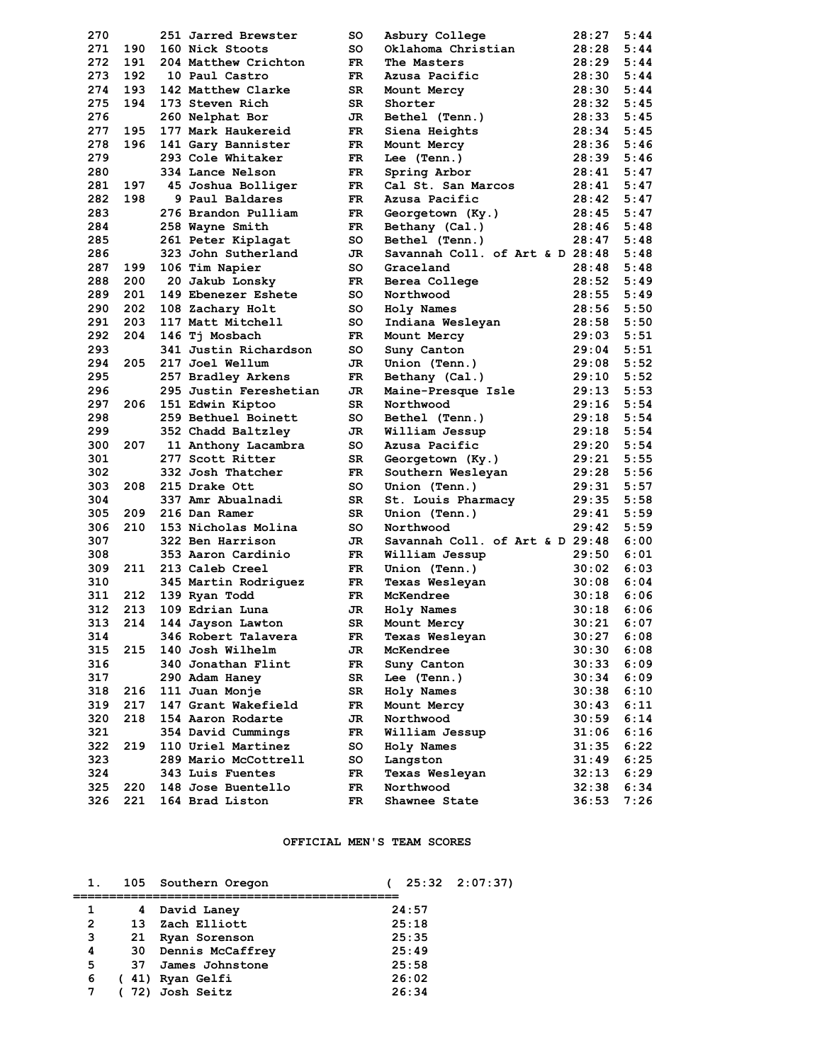| Place | Team Place | Bib | Name | Yr | School | Time | Pace |
|---|---|---|---|---|---|---|---|
| 270 | | 251 | Jarred Brewster | SO | Asbury College | 28:27 | 5:44 |
| 271 | 190 | 160 | Nick Stoots | SO | Oklahoma Christian | 28:28 | 5:44 |
| 272 | 191 | 204 | Matthew Crichton | FR | The Masters | 28:29 | 5:44 |
| 273 | 192 | 10 | Paul Castro | FR | Azusa Pacific | 28:30 | 5:44 |
| 274 | 193 | 142 | Matthew Clarke | SR | Mount Mercy | 28:30 | 5:44 |
| 275 | 194 | 173 | Steven Rich | SR | Shorter | 28:32 | 5:45 |
| 276 | | 260 | Nelphat Bor | JR | Bethel (Tenn.) | 28:33 | 5:45 |
| 277 | 195 | 177 | Mark Haukereid | FR | Siena Heights | 28:34 | 5:45 |
| 278 | 196 | 141 | Gary Bannister | FR | Mount Mercy | 28:36 | 5:46 |
| 279 | | 293 | Cole Whitaker | FR | Lee (Tenn.) | 28:39 | 5:46 |
| 280 | | 334 | Lance Nelson | FR | Spring Arbor | 28:41 | 5:47 |
| 281 | 197 | 45 | Joshua Bolliger | FR | Cal St. San Marcos | 28:41 | 5:47 |
| 282 | 198 | 9 | Paul Baldares | FR | Azusa Pacific | 28:42 | 5:47 |
| 283 | | 276 | Brandon Pulliam | FR | Georgetown (Ky.) | 28:45 | 5:47 |
| 284 | | 258 | Wayne Smith | FR | Bethany (Cal.) | 28:46 | 5:48 |
| 285 | | 261 | Peter Kiplagat | SO | Bethel (Tenn.) | 28:47 | 5:48 |
| 286 | | 323 | John Sutherland | JR | Savannah Coll. of Art & D | 28:48 | 5:48 |
| 287 | 199 | 106 | Tim Napier | SO | Graceland | 28:48 | 5:48 |
| 288 | 200 | 20 | Jakub Lonsky | FR | Berea College | 28:52 | 5:49 |
| 289 | 201 | 149 | Ebenezer Eshete | SO | Northwood | 28:55 | 5:49 |
| 290 | 202 | 108 | Zachary Holt | SO | Holy Names | 28:56 | 5:50 |
| 291 | 203 | 117 | Matt Mitchell | SO | Indiana Wesleyan | 28:58 | 5:50 |
| 292 | 204 | 146 | Tj Mosbach | FR | Mount Mercy | 29:03 | 5:51 |
| 293 | | 341 | Justin Richardson | SO | Suny Canton | 29:04 | 5:51 |
| 294 | 205 | 217 | Joel Wellum | JR | Union (Tenn.) | 29:08 | 5:52 |
| 295 | | 257 | Bradley Arkens | FR | Bethany (Cal.) | 29:10 | 5:52 |
| 296 | | 295 | Justin Fereshetian | JR | Maine-Presque Isle | 29:13 | 5:53 |
| 297 | 206 | 151 | Edwin Kiptoo | SR | Northwood | 29:16 | 5:54 |
| 298 | | 259 | Bethuel Boinett | SO | Bethel (Tenn.) | 29:18 | 5:54 |
| 299 | | 352 | Chadd Baltzley | JR | William Jessup | 29:18 | 5:54 |
| 300 | 207 | 11 | Anthony Lacambra | SO | Azusa Pacific | 29:20 | 5:54 |
| 301 | | 277 | Scott Ritter | SR | Georgetown (Ky.) | 29:21 | 5:55 |
| 302 | | 332 | Josh Thatcher | FR | Southern Wesleyan | 29:28 | 5:56 |
| 303 | 208 | 215 | Drake Ott | SO | Union (Tenn.) | 29:31 | 5:57 |
| 304 | | 337 | Amr Abualnadi | SR | St. Louis Pharmacy | 29:35 | 5:58 |
| 305 | 209 | 216 | Dan Ramer | SR | Union (Tenn.) | 29:41 | 5:59 |
| 306 | 210 | 153 | Nicholas Molina | SO | Northwood | 29:42 | 5:59 |
| 307 | | 322 | Ben Harrison | JR | Savannah Coll. of Art & D | 29:48 | 6:00 |
| 308 | | 353 | Aaron Cardinio | FR | William Jessup | 29:50 | 6:01 |
| 309 | 211 | 213 | Caleb Creel | FR | Union (Tenn.) | 30:02 | 6:03 |
| 310 | | 345 | Martin Rodriguez | FR | Texas Wesleyan | 30:08 | 6:04 |
| 311 | 212 | 139 | Ryan Todd | FR | McKendree | 30:18 | 6:06 |
| 312 | 213 | 109 | Edrian Luna | JR | Holy Names | 30:18 | 6:06 |
| 313 | 214 | 144 | Jayson Lawton | SR | Mount Mercy | 30:21 | 6:07 |
| 314 | | 346 | Robert Talavera | FR | Texas Wesleyan | 30:27 | 6:08 |
| 315 | 215 | 140 | Josh Wilhelm | JR | McKendree | 30:30 | 6:08 |
| 316 | | 340 | Jonathan Flint | FR | Suny Canton | 30:33 | 6:09 |
| 317 | | 290 | Adam Haney | SR | Lee (Tenn.) | 30:34 | 6:09 |
| 318 | 216 | 111 | Juan Monje | SR | Holy Names | 30:38 | 6:10 |
| 319 | 217 | 147 | Grant Wakefield | FR | Mount Mercy | 30:43 | 6:11 |
| 320 | 218 | 154 | Aaron Rodarte | JR | Northwood | 30:59 | 6:14 |
| 321 | | 354 | David Cummings | FR | William Jessup | 31:06 | 6:16 |
| 322 | 219 | 110 | Uriel Martinez | SO | Holy Names | 31:35 | 6:22 |
| 323 | | 289 | Mario McCottrell | SO | Langston | 31:49 | 6:25 |
| 324 | | 343 | Luis Fuentes | FR | Texas Wesleyan | 32:13 | 6:29 |
| 325 | 220 | 148 | Jose Buentello | FR | Northwood | 32:38 | 6:34 |
| 326 | 221 | 164 | Brad Liston | FR | Shawnee State | 36:53 | 7:26 |

## OFFICIAL MEN'S TEAM SCORES

**1. 105 Southern Oregon ( 25:32 2:07:37)**

| # | Place | Name | Time |
|---|---|---|---|
| 1 | 4 | David Laney | 24:57 |
| 2 | 13 | Zach Elliott | 25:18 |
| 3 | 21 | Ryan Sorenson | 25:35 |
| 4 | 30 | Dennis McCaffrey | 25:49 |
| 5 | 37 | James Johnstone | 25:58 |
| 6 | ( 41) | Ryan Gelfi | 26:02 |
| 7 | ( 72) | Josh Seitz | 26:34 |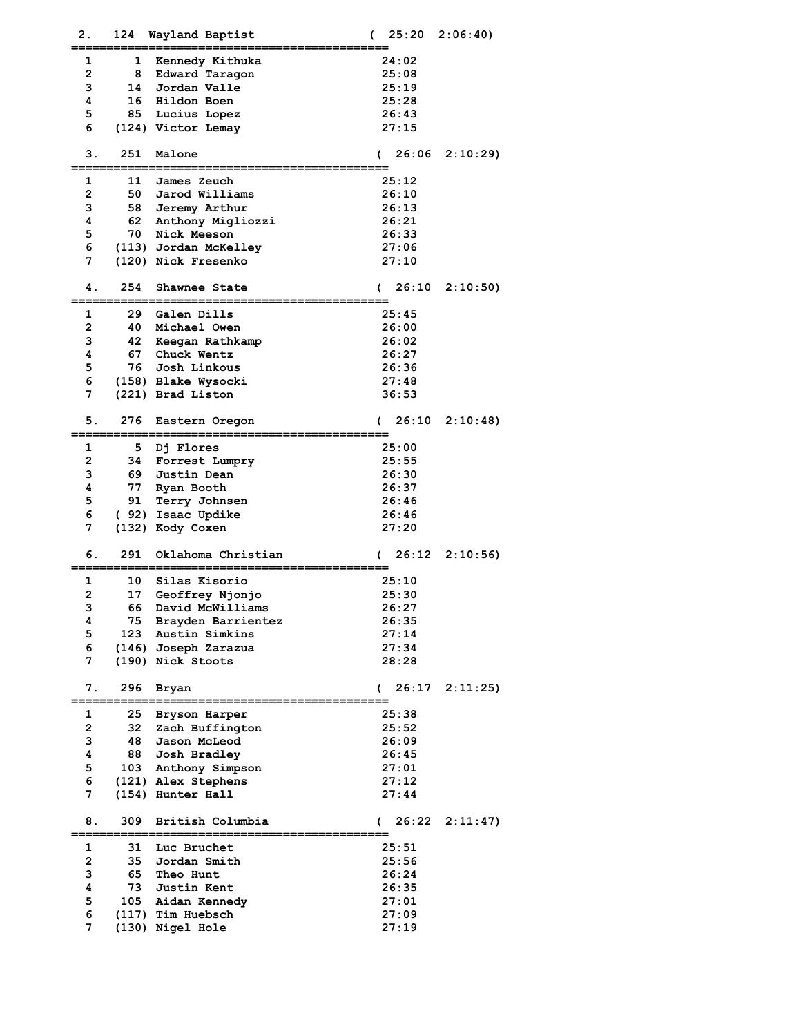```
  2.   124  Wayland Baptist              (  25:20  2:06:40)
================================================
  1      1  Kennedy Kithuka               24:02
  2      8  Edward Taragon                25:08
  3     14  Jordan Valle                  25:19
  4     16  Hildon Boen                   25:28
  5     85  Lucius Lopez                  26:43
  6    (124) Victor Lemay                 27:15

  3.   251  Malone                       (  26:06  2:10:29)
================================================
  1     11  James Zeuch                   25:12
  2     50  Jarod Williams                26:10
  3     58  Jeremy Arthur                 26:13
  4     62  Anthony Migliozzi             26:21
  5     70  Nick Meeson                   26:33
  6    (113) Jordan McKelley              27:06
  7    (120) Nick Fresenko                27:10

  4.   254  Shawnee State                (  26:10  2:10:50)
================================================
  1     29  Galen Dills                   25:45
  2     40  Michael Owen                  26:00
  3     42  Keegan Rathkamp               26:02
  4     67  Chuck Wentz                   26:27
  5     76  Josh Linkous                  26:36
  6    (158) Blake Wysocki                27:48
  7    (221) Brad Liston                  36:53

  5.   276  Eastern Oregon               (  26:10  2:10:48)
================================================
  1      5  Dj Flores                     25:00
  2     34  Forrest Lumpry                25:55
  3     69  Justin Dean                   26:30
  4     77  Ryan Booth                    26:37
  5     91  Terry Johnsen                 26:46
  6    ( 92) Isaac Updike                 26:46
  7    (132) Kody Coxen                   27:20

  6.   291  Oklahoma Christian           (  26:12  2:10:56)
================================================
  1     10  Silas Kisorio                 25:10
  2     17  Geoffrey Njonjo               25:30
  3     66  David McWilliams              26:27
  4     75  Brayden Barrientez            26:35
  5    123  Austin Simkins                27:14
  6    (146) Joseph Zarazua               27:34
  7    (190) Nick Stoots                  28:28

  7.   296  Bryan                        (  26:17  2:11:25)
================================================
  1     25  Bryson Harper                 25:38
  2     32  Zach Buffington               25:52
  3     48  Jason McLeod                  26:09
  4     88  Josh Bradley                  26:45
  5    103  Anthony Simpson               27:01
  6    (121) Alex Stephens                27:12
  7    (154) Hunter Hall                  27:44

  8.   309  British Columbia             (  26:22  2:11:47)
================================================
  1     31  Luc Bruchet                   25:51
  2     35  Jordan Smith                  25:56
  3     65  Theo Hunt                     26:24
  4     73  Justin Kent                   26:35
  5    105  Aidan Kennedy                 27:01
  6    (117) Tim Huebsch                  27:09
  7    (130) Nigel Hole                   27:19
```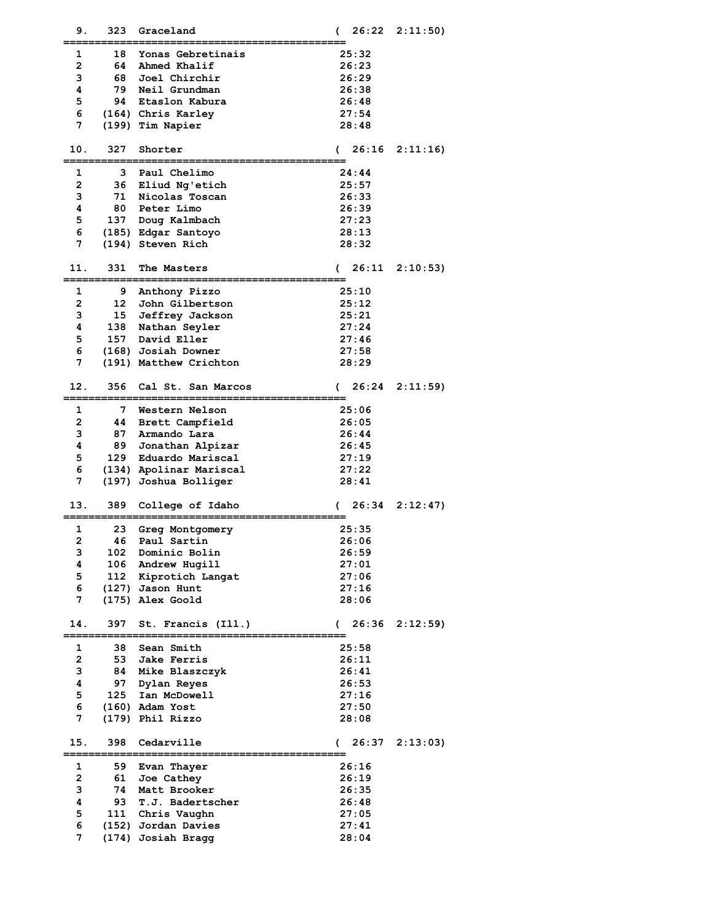```
  9.   323  Graceland                      (  26:22  2:11:50)
=============================================
  1      18  Yonas Gebretinais             25:32
  2      64  Ahmed Khalif                  26:23
  3      68  Joel Chirchir                 26:29
  4      79  Neil Grundman                 26:38
  5      94  Etaslon Kabura                26:48
  6    (164) Chris Karley                  27:54
  7    (199) Tim Napier                    28:48

 10.   327  Shorter                        (  26:16  2:11:16)
=============================================
  1       3  Paul Chelimo                  24:44
  2      36  Eliud Ng'etich                25:57
  3      71  Nicolas Toscan                26:33
  4      80  Peter Limo                    26:39
  5     137  Doug Kalmbach                 27:23
  6    (185) Edgar Santoyo                 28:13
  7    (194) Steven Rich                   28:32

 11.   331  The Masters                    (  26:11  2:10:53)
=============================================
  1       9  Anthony Pizzo                 25:10
  2      12  John Gilbertson               25:12
  3      15  Jeffrey Jackson               25:21
  4     138  Nathan Seyler                 27:24
  5     157  David Eller                   27:46
  6    (168) Josiah Downer                 27:58
  7    (191) Matthew Crichton              28:29

 12.   356  Cal St. San Marcos             (  26:24  2:11:59)
=============================================
  1       7  Western Nelson                25:06
  2      44  Brett Campfield               26:05
  3      87  Armando Lara                  26:44
  4      89  Jonathan Alpizar              26:45
  5     129  Eduardo Mariscal              27:19
  6    (134) Apolinar Mariscal             27:22
  7    (197) Joshua Bolliger               28:41

 13.   389  College of Idaho               (  26:34  2:12:47)
=============================================
  1      23  Greg Montgomery               25:35
  2      46  Paul Sartin                   26:06
  3     102  Dominic Bolin                 26:59
  4     106  Andrew Hugill                 27:01
  5     112  Kiprotich Langat              27:06
  6    (127) Jason Hunt                    27:16
  7    (175) Alex Goold                    28:06

 14.   397  St. Francis (Ill.)             (  26:36  2:12:59)
=============================================
  1      38  Sean Smith                    25:58
  2      53  Jake Ferris                   26:11
  3      84  Mike Blaszczyk                26:41
  4      97  Dylan Reyes                   26:53
  5     125  Ian McDowell                  27:16
  6    (160) Adam Yost                     27:50
  7    (179) Phil Rizzo                    28:08

 15.   398  Cedarville                     (  26:37  2:13:03)
=============================================
  1      59  Evan Thayer                   26:16
  2      61  Joe Cathey                    26:19
  3      74  Matt Brooker                  26:35
  4      93  T.J. Badertscher              26:48
  5     111  Chris Vaughn                  27:05
  6    (152) Jordan Davies                 27:41
  7    (174) Josiah Bragg                  28:04
```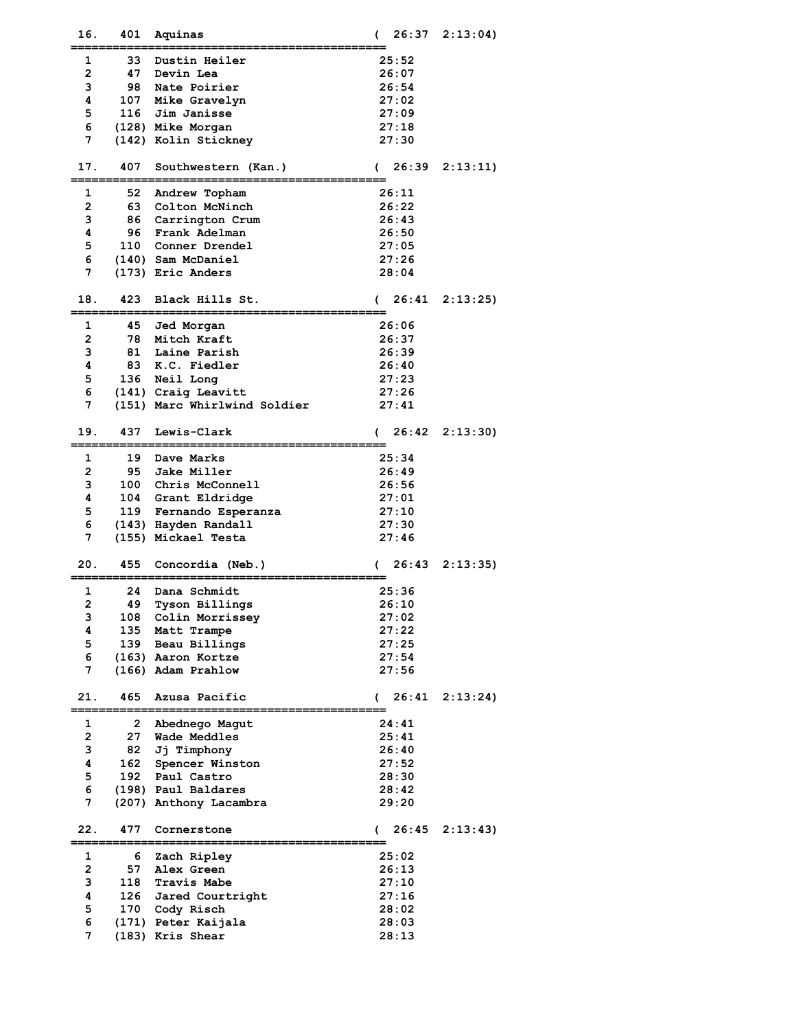```
 16.   401  Aquinas                          (  26:37  2:13:04)
===============================================
  1      33  Dustin Heiler                    25:52
  2      47  Devin Lea                        26:07
  3      98  Nate Poirier                     26:54
  4     107  Mike Gravelyn                    27:02
  5     116  Jim Janisse                      27:09
  6    (128) Mike Morgan                      27:18
  7    (142) Kolin Stickney                   27:30

 17.   407  Southwestern (Kan.)              (  26:39  2:13:11)
===============================================
  1      52  Andrew Topham                    26:11
  2      63  Colton McNinch                   26:22
  3      86  Carrington Crum                  26:43
  4      96  Frank Adelman                    26:50
  5     110  Conner Drendel                   27:05
  6    (140) Sam McDaniel                     27:26
  7    (173) Eric Anders                      28:04

 18.   423  Black Hills St.                  (  26:41  2:13:25)
===============================================
  1      45  Jed Morgan                       26:06
  2      78  Mitch Kraft                      26:37
  3      81  Laine Parish                     26:39
  4      83  K.C. Fiedler                     26:40
  5     136  Neil Long                        27:23
  6    (141) Craig Leavitt                    27:26
  7    (151) Marc Whirlwind Soldier           27:41

 19.   437  Lewis-Clark                      (  26:42  2:13:30)
===============================================
  1      19  Dave Marks                       25:34
  2      95  Jake Miller                      26:49
  3     100  Chris McConnell                  26:56
  4     104  Grant Eldridge                   27:01
  5     119  Fernando Esperanza               27:10
  6    (143) Hayden Randall                   27:30
  7    (155) Mickael Testa                    27:46

 20.   455  Concordia (Neb.)                 (  26:43  2:13:35)
===============================================
  1      24  Dana Schmidt                     25:36
  2      49  Tyson Billings                   26:10
  3     108  Colin Morrissey                  27:02
  4     135  Matt Trampe                      27:22
  5     139  Beau Billings                    27:25
  6    (163) Aaron Kortze                     27:54
  7    (166) Adam Prahlow                     27:56

 21.   465  Azusa Pacific                    (  26:41  2:13:24)
===============================================
  1       2  Abednego Magut                   24:41
  2      27  Wade Meddles                     25:41
  3      82  Jj Timphony                      26:40
  4     162  Spencer Winston                  27:52
  5     192  Paul Castro                      28:30
  6    (198) Paul Baldares                    28:42
  7    (207) Anthony Lacambra                 29:20

 22.   477  Cornerstone                      (  26:45  2:13:43)
===============================================
  1       6  Zach Ripley                      25:02
  2      57  Alex Green                       26:13
  3     118  Travis Mabe                      27:10
  4     126  Jared Courtright                 27:16
  5     170  Cody Risch                       28:02
  6    (171) Peter Kaijala                    28:03
  7    (183) Kris Shear                       28:13
```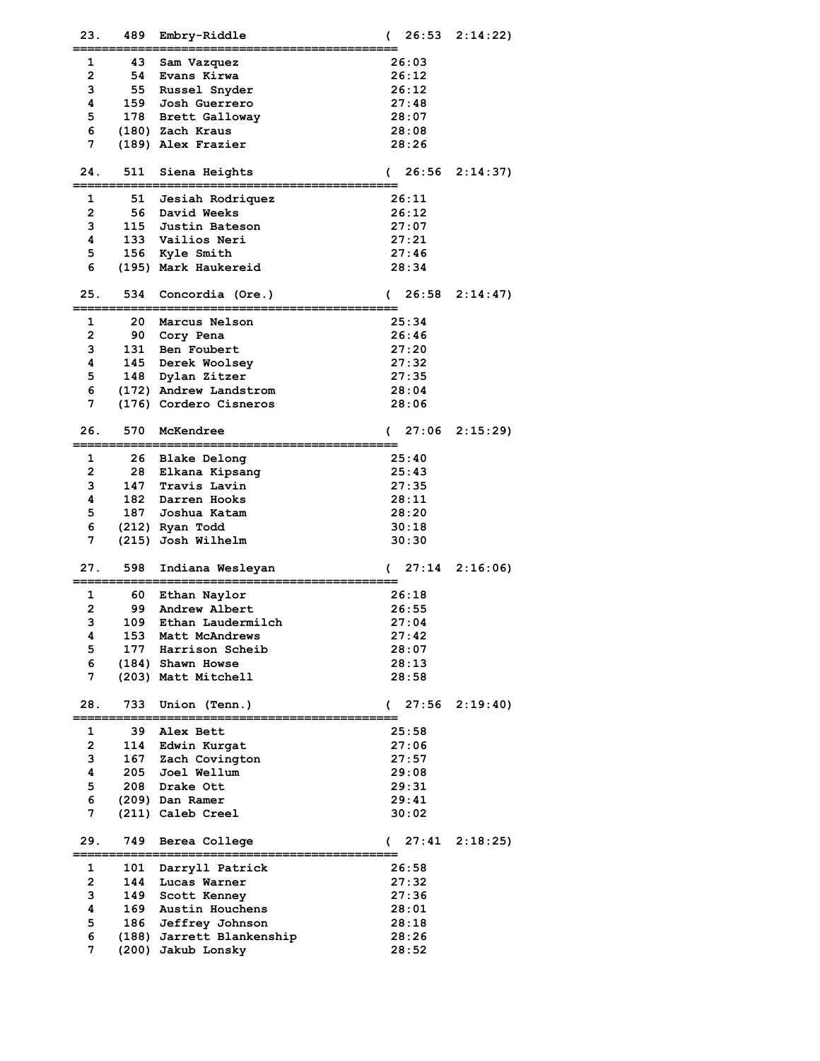```
 23.   489  Embry-Riddle                  (  26:53  2:14:22)
=============================================
  1     43  Sam Vazquez                   26:03
  2     54  Evans Kirwa                   26:12
  3     55  Russel Snyder                 26:12
  4    159  Josh Guerrero                 27:48
  5    178  Brett Galloway                28:07
  6   (180) Zach Kraus                    28:08
  7   (189) Alex Frazier                  28:26

 24.   511  Siena Heights                 (  26:56  2:14:37)
=============================================
  1     51  Jesiah Rodriquez              26:11
  2     56  David Weeks                   26:12
  3    115  Justin Bateson                27:07
  4    133  Vailios Neri                  27:21
  5    156  Kyle Smith                    27:46
  6   (195) Mark Haukereid                28:34

 25.   534  Concordia (Ore.)              (  26:58  2:14:47)
=============================================
  1     20  Marcus Nelson                 25:34
  2     90  Cory Pena                     26:46
  3    131  Ben Foubert                   27:20
  4    145  Derek Woolsey                 27:32
  5    148  Dylan Zitzer                  27:35
  6   (172) Andrew Landstrom              28:04
  7   (176) Cordero Cisneros              28:06

 26.   570  McKendree                     (  27:06  2:15:29)
=============================================
  1     26  Blake Delong                  25:40
  2     28  Elkana Kipsang                25:43
  3    147  Travis Lavin                  27:35
  4    182  Darren Hooks                  28:11
  5    187  Joshua Katam                  28:20
  6   (212) Ryan Todd                     30:18
  7   (215) Josh Wilhelm                  30:30

 27.   598  Indiana Wesleyan              (  27:14  2:16:06)
=============================================
  1     60  Ethan Naylor                  26:18
  2     99  Andrew Albert                 26:55
  3    109  Ethan Laudermilch             27:04
  4    153  Matt McAndrews                27:42
  5    177  Harrison Scheib               28:07
  6   (184) Shawn Howse                   28:13
  7   (203) Matt Mitchell                 28:58

 28.   733  Union (Tenn.)                 (  27:56  2:19:40)
=============================================
  1     39  Alex Bett                     25:58
  2    114  Edwin Kurgat                  27:06
  3    167  Zach Covington                27:57
  4    205  Joel Wellum                   29:08
  5    208  Drake Ott                     29:31
  6   (209) Dan Ramer                     29:41
  7   (211) Caleb Creel                   30:02

 29.   749  Berea College                 (  27:41  2:18:25)
=============================================
  1    101  Darryll Patrick               26:58
  2    144  Lucas Warner                  27:32
  3    149  Scott Kenney                  27:36
  4    169  Austin Houchens               28:01
  5    186  Jeffrey Johnson               28:18
  6   (188) Jarrett Blankenship           28:26
  7   (200) Jakub Lonsky                  28:52
```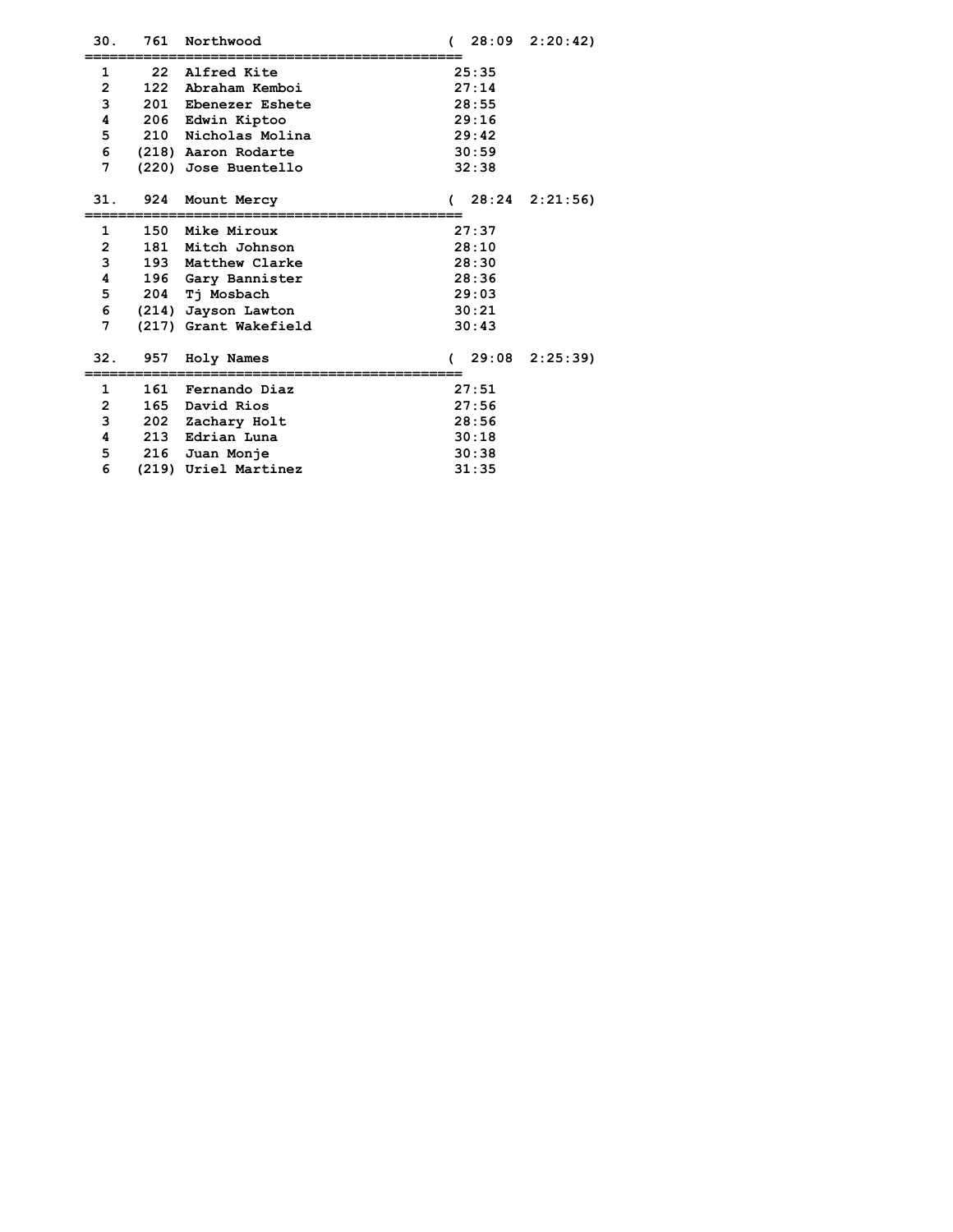```
 30.   761  Northwood                         (  28:09  2:20:42)
=============================================
  1     22  Alfred Kite                        25:35
  2    122  Abraham Kemboi                     27:14
  3    201  Ebenezer Eshete                    28:55
  4    206  Edwin Kiptoo                       29:16
  5    210  Nicholas Molina                    29:42
  6   (218) Aaron Rodarte                      30:59
  7   (220) Jose Buentello                     32:38

 31.   924  Mount Mercy                       (  28:24  2:21:56)
=============================================
  1    150  Mike Miroux                        27:37
  2    181  Mitch Johnson                      28:10
  3    193  Matthew Clarke                     28:30
  4    196  Gary Bannister                     28:36
  5    204  Tj Mosbach                         29:03
  6   (214) Jayson Lawton                      30:21
  7   (217) Grant Wakefield                    30:43

 32.   957  Holy Names                        (  29:08  2:25:39)
=============================================
  1    161  Fernando Diaz                      27:51
  2    165  David Rios                         27:56
  3    202  Zachary Holt                       28:56
  4    213  Edrian Luna                        30:18
  5    216  Juan Monje                         30:38
  6   (219) Uriel Martinez                     31:35
```